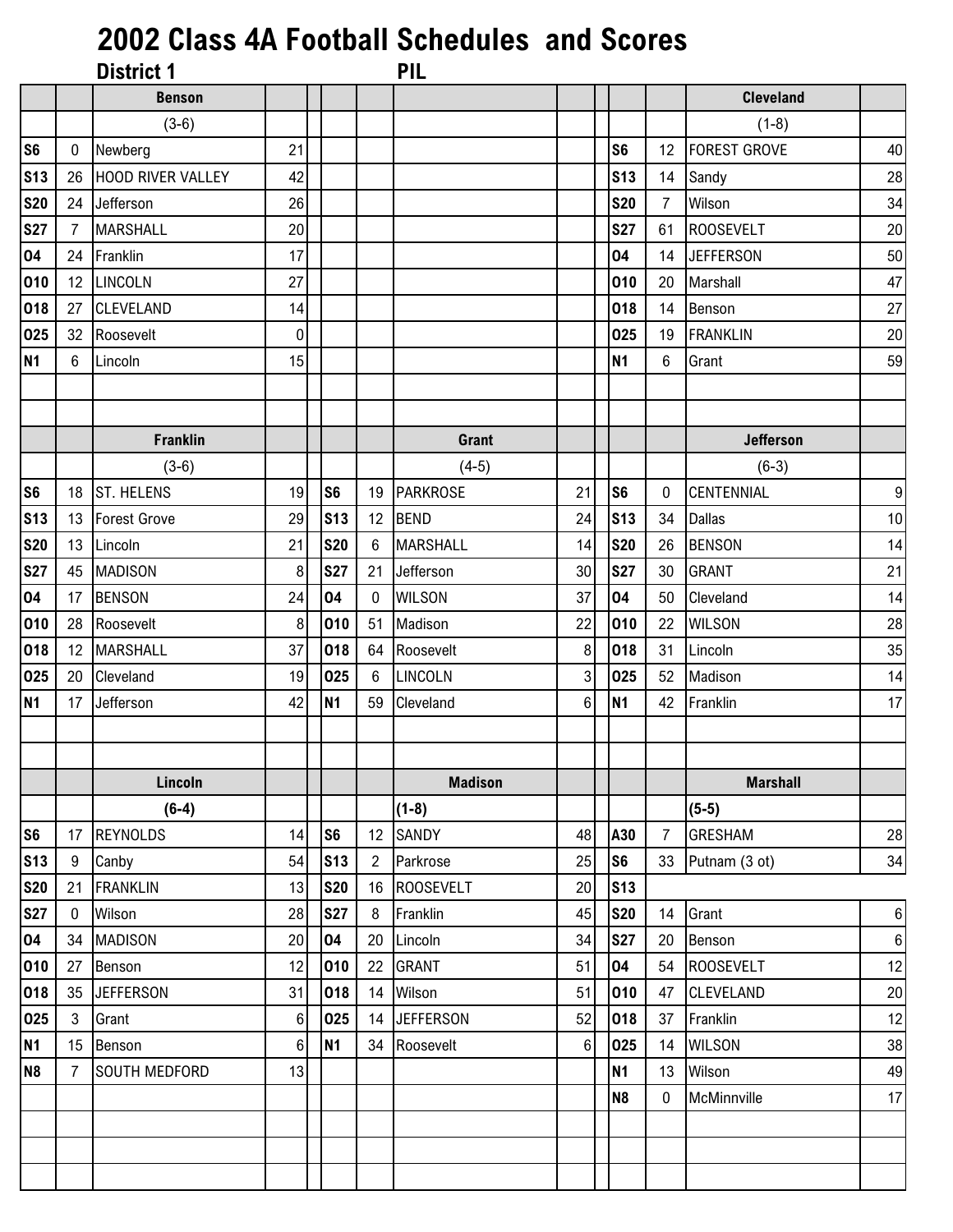# 2002 Class 4A Football Schedules and Scores

## District 1 PIL

| | | Benson | | | | | | | | Cleveland | |
|---|---|---|---|---|---|---|---|---|---|---|---|
| | | (3-6) | | | | | | | | (1-8) | |
| S6 | 0 | Newberg | 21 | | | | | S6 | 12 | FOREST GROVE | 40 |
| S13 | 26 | HOOD RIVER VALLEY | 42 | | | | | S13 | 14 | Sandy | 28 |
| S20 | 24 | Jefferson | 26 | | | | | S20 | 7 | Wilson | 34 |
| S27 | 7 | MARSHALL | 20 | | | | | S27 | 61 | ROOSEVELT | 20 |
| O4 | 24 | Franklin | 17 | | | | | O4 | 14 | JEFFERSON | 50 |
| O10 | 12 | LINCOLN | 27 | | | | | O10 | 20 | Marshall | 47 |
| O18 | 27 | CLEVELAND | 14 | | | | | O18 | 14 | Benson | 27 |
| O25 | 32 | Roosevelt | 0 | | | | | O25 | 19 | FRANKLIN | 20 |
| N1 | 6 | Lincoln | 15 | | | | | N1 | 6 | Grant | 59 |

| | | Franklin | | | | Grant | | | | Jefferson | |
|---|---|---|---|---|---|---|---|---|---|---|---|
| | | (3-6) | | | | (4-5) | | | | (6-3) | |
| S6 | 18 | ST. HELENS | 19 | S6 | 19 | PARKROSE | 21 | S6 | 0 | CENTENNIAL | 9 |
| S13 | 13 | Forest Grove | 29 | S13 | 12 | BEND | 24 | S13 | 34 | Dallas | 10 |
| S20 | 13 | Lincoln | 21 | S20 | 6 | MARSHALL | 14 | S20 | 26 | BENSON | 14 |
| S27 | 45 | MADISON | 8 | S27 | 21 | Jefferson | 30 | S27 | 30 | GRANT | 21 |
| O4 | 17 | BENSON | 24 | O4 | 0 | WILSON | 37 | O4 | 50 | Cleveland | 14 |
| O10 | 28 | Roosevelt | 8 | O10 | 51 | Madison | 22 | O10 | 22 | WILSON | 28 |
| O18 | 12 | MARSHALL | 37 | O18 | 64 | Roosevelt | 8 | O18 | 31 | Lincoln | 35 |
| O25 | 20 | Cleveland | 19 | O25 | 6 | LINCOLN | 3 | O25 | 52 | Madison | 14 |
| N1 | 17 | Jefferson | 42 | N1 | 59 | Cleveland | 6 | N1 | 42 | Franklin | 17 |

| | | Lincoln | | | | Madison | | | | Marshall | |
|---|---|---|---|---|---|---|---|---|---|---|---|
| | | (6-4) | | | | (1-8) | | | | (5-5) | |
| S6 | 17 | REYNOLDS | 14 | S6 | 12 | SANDY | 48 | A30 | 7 | GRESHAM | 28 |
| S13 | 9 | Canby | 54 | S13 | 2 | Parkrose | 25 | S6 | 33 | Putnam (3 ot) | 34 |
| S20 | 21 | FRANKLIN | 13 | S20 | 16 | ROOSEVELT | 20 | S13 | | | |
| S27 | 0 | Wilson | 28 | S27 | 8 | Franklin | 45 | S20 | 14 | Grant | 6 |
| O4 | 34 | MADISON | 20 | O4 | 20 | Lincoln | 34 | S27 | 20 | Benson | 6 |
| O10 | 27 | Benson | 12 | O10 | 22 | GRANT | 51 | O4 | 54 | ROOSEVELT | 12 |
| O18 | 35 | JEFFERSON | 31 | O18 | 14 | Wilson | 51 | O10 | 47 | CLEVELAND | 20 |
| O25 | 3 | Grant | 6 | O25 | 14 | JEFFERSON | 52 | O18 | 37 | Franklin | 12 |
| N1 | 15 | Benson | 6 | N1 | 34 | Roosevelt | 6 | O25 | 14 | WILSON | 38 |
| N8 | 7 | SOUTH MEDFORD | 13 | | | | | N1 | 13 | Wilson | 49 |
| | | | | | | | | N8 | 0 | McMinnville | 17 |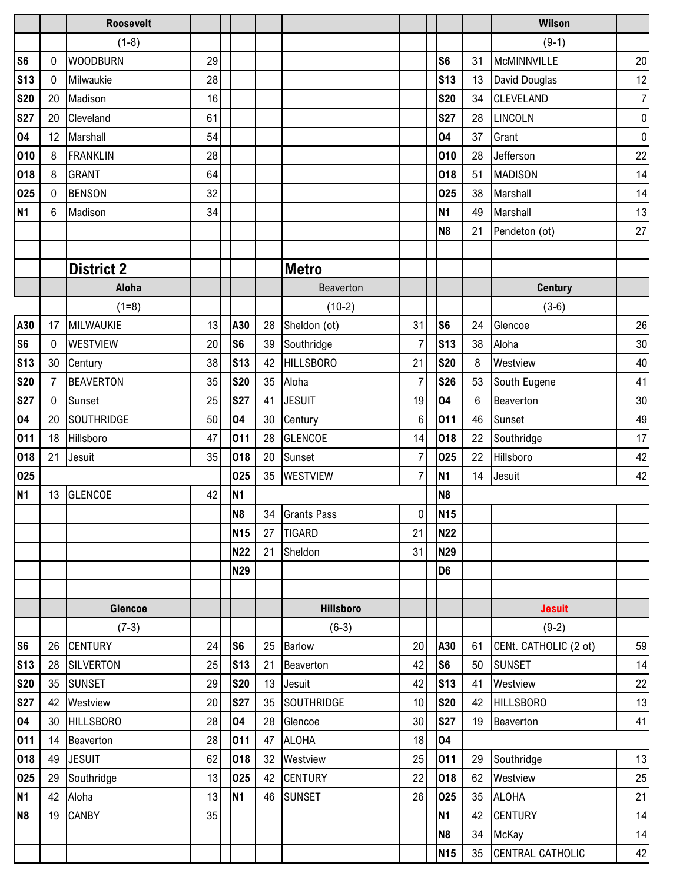| | | Roosevelt | | | | | | | | | Wilson | |
|---|---|---|---|---|---|---|---|---|---|---|---|---|
| | | (1-8) | | | | | | | | | (9-1) | |
| S6 | 0 | WOODBURN | 29 | | | | | | | S6 | 31 | McMINNVILLE | 20 |
| S13 | 0 | Milwaukie | 28 | | | | | | | S13 | 13 | David Douglas | 12 |
| S20 | 20 | Madison | 16 | | | | | | | S20 | 34 | CLEVELAND | 7 |
| S27 | 20 | Cleveland | 61 | | | | | | | S27 | 28 | LINCOLN | 0 |
| O4 | 12 | Marshall | 54 | | | | | | | O4 | 37 | Grant | 0 |
| O10 | 8 | FRANKLIN | 28 | | | | | | | O10 | 28 | Jefferson | 22 |
| O18 | 8 | GRANT | 64 | | | | | | | O18 | 51 | MADISON | 14 |
| O25 | 0 | BENSON | 32 | | | | | | | O25 | 38 | Marshall | 14 |
| N1 | 6 | Madison | 34 | | | | | | | N1 | 49 | Marshall | 13 |
| | | | | | | | | | | N8 | 21 | Pendeton (ot) | 27 |

## District 2

## Metro

| | | Aloha | | | | Beaverton | | | | Century | |
|---|---|---|---|---|---|---|---|---|---|---|---|
| | | (1=8) | | | | (10-2) | | | | (3-6) | |
| A30 | 17 | MILWAUKIE | 13 | A30 | 28 | Sheldon (ot) | 31 | S6 | 24 | Glencoe | 26 |
| S6 | 0 | WESTVIEW | 20 | S6 | 39 | Southridge | 7 | S13 | 38 | Aloha | 30 |
| S13 | 30 | Century | 38 | S13 | 42 | HILLSBORO | 21 | S20 | 8 | Westview | 40 |
| S20 | 7 | BEAVERTON | 35 | S20 | 35 | Aloha | 7 | S26 | 53 | South Eugene | 41 |
| S27 | 0 | Sunset | 25 | S27 | 41 | JESUIT | 19 | O4 | 6 | Beaverton | 30 |
| O4 | 20 | SOUTHRIDGE | 50 | O4 | 30 | Century | 6 | O11 | 46 | Sunset | 49 |
| O11 | 18 | Hillsboro | 47 | O11 | 28 | GLENCOE | 14 | O18 | 22 | Southridge | 17 |
| O18 | 21 | Jesuit | 35 | O18 | 20 | Sunset | 7 | O25 | 22 | Hillsboro | 42 |
| O25 | | | | O25 | 35 | WESTVIEW | 7 | N1 | 14 | Jesuit | 42 |
| N1 | 13 | GLENCOE | 42 | N1 | | | | N8 | | | |
| | | | | N8 | 34 | Grants Pass | 0 | N15 | | | |
| | | | | N15 | 27 | TIGARD | 21 | N22 | | | |
| | | | | N22 | 21 | Sheldon | 31 | N29 | | | |
| | | | | N29 | | | | D6 | | | |

| | | Glencoe | | | | Hillsboro | | | | Jesuit | |
|---|---|---|---|---|---|---|---|---|---|---|---|
| | | (7-3) | | | | (6-3) | | | | (9-2) | |
| S6 | 26 | CENTURY | 24 | S6 | 25 | Barlow | 20 | A30 | 61 | CENt. CATHOLIC (2 ot) | 59 |
| S13 | 28 | SILVERTON | 25 | S13 | 21 | Beaverton | 42 | S6 | 50 | SUNSET | 14 |
| S20 | 35 | SUNSET | 29 | S20 | 13 | Jesuit | 42 | S13 | 41 | Westview | 22 |
| S27 | 42 | Westview | 20 | S27 | 35 | SOUTHRIDGE | 10 | S20 | 42 | HILLSBORO | 13 |
| O4 | 30 | HILLSBORO | 28 | O4 | 28 | Glencoe | 30 | S27 | 19 | Beaverton | 41 |
| O11 | 14 | Beaverton | 28 | O11 | 47 | ALOHA | 18 | O4 | | | |
| O18 | 49 | JESUIT | 62 | O18 | 32 | Westview | 25 | O11 | 29 | Southridge | 13 |
| O25 | 29 | Southridge | 13 | O25 | 42 | CENTURY | 22 | O18 | 62 | Westview | 25 |
| N1 | 42 | Aloha | 13 | N1 | 46 | SUNSET | 26 | O25 | 35 | ALOHA | 21 |
| N8 | 19 | CANBY | 35 | | | | | N1 | 42 | CENTURY | 14 |
| | | | | | | | | N8 | 34 | McKay | 14 |
| | | | | | | | | N15 | 35 | CENTRAL CATHOLIC | 42 |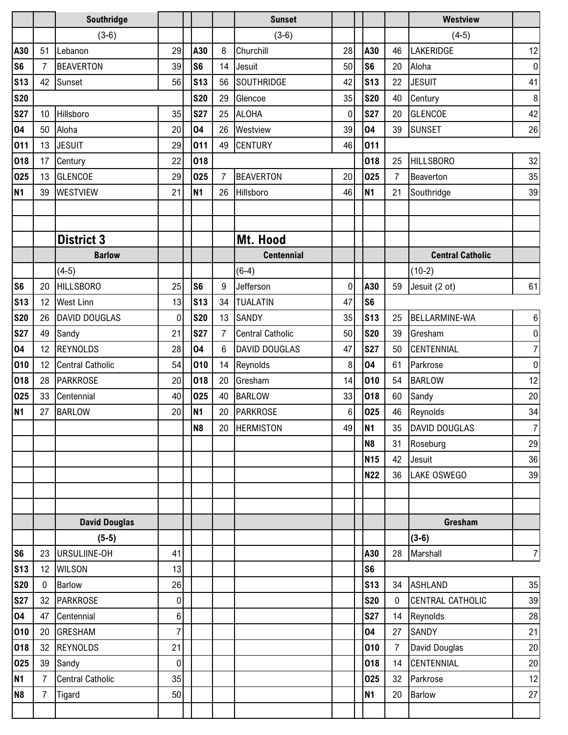| | | Southridge | | | | | Sunset | | | | | Westview | |
|---|---|---|---|---|---|---|---|---|---|---|---|---|---|
| | | (3-6) | | | | | (3-6) | | | | | (4-5) | |
| A30 | 51 | Lebanon | 29 | | A30 | 8 | Churchill | 28 | | A30 | 46 | LAKERIDGE | 12 |
| S6 | 7 | BEAVERTON | 39 | | S6 | 14 | Jesuit | 50 | | S6 | 20 | Aloha | 0 |
| S13 | 42 | Sunset | 56 | | S13 | 56 | SOUTHRIDGE | 42 | | S13 | 22 | JESUIT | 41 |
| S20 | | | | | S20 | 29 | Glencoe | 35 | | S20 | 40 | Century | 8 |
| S27 | 10 | Hillsboro | 35 | | S27 | 25 | ALOHA | 0 | | S27 | 20 | GLENCOE | 42 |
| O4 | 50 | Aloha | 20 | | O4 | 26 | Westview | 39 | | O4 | 39 | SUNSET | 26 |
| O11 | 13 | JESUIT | 29 | | O11 | 49 | CENTURY | 46 | | O11 | | | |
| O18 | 17 | Century | 22 | | O18 | | | | | O18 | 25 | HILLSBORO | 32 |
| O25 | 13 | GLENCOE | 29 | | O25 | 7 | BEAVERTON | 20 | | O25 | 7 | Beaverton | 35 |
| N1 | 39 | WESTVIEW | 21 | | N1 | 26 | Hillsboro | 46 | | N1 | 21 | Southridge | 39 |

## District 3

## Mt. Hood

| | | Barlow | | | | | Centennial | | | | | Central Catholic | |
|---|---|---|---|---|---|---|---|---|---|---|---|---|---|
| | | (4-5) | | | | | (6-4) | | | | | (10-2) | |
| S6 | 20 | HILLSBORO | 25 | | S6 | 9 | Jefferson | 0 | | A30 | 59 | Jesuit (2 ot) | 61 |
| S13 | 12 | West Linn | 13 | | S13 | 34 | TUALATIN | 47 | | S6 | | | |
| S20 | 26 | DAVID DOUGLAS | 0 | | S20 | 13 | SANDY | 35 | | S13 | 25 | BELLARMINE-WA | 6 |
| S27 | 49 | Sandy | 21 | | S27 | 7 | Central Catholic | 50 | | S20 | 39 | Gresham | 0 |
| O4 | 12 | REYNOLDS | 28 | | O4 | 6 | DAVID DOUGLAS | 47 | | S27 | 50 | CENTENNIAL | 7 |
| O10 | 12 | Central Catholic | 54 | | O10 | 14 | Reynolds | 8 | | O4 | 61 | Parkrose | 0 |
| O18 | 28 | PARKROSE | 20 | | O18 | 20 | Gresham | 14 | | O10 | 54 | BARLOW | 12 |
| O25 | 33 | Centennial | 40 | | O25 | 40 | BARLOW | 33 | | O18 | 60 | Sandy | 20 |
| N1 | 27 | BARLOW | 20 | | N1 | 20 | PARKROSE | 6 | | O25 | 46 | Reynolds | 34 |
| | | | | | N8 | 20 | HERMISTON | 49 | | N1 | 35 | DAVID DOUGLAS | 7 |
| | | | | | | | | | | N8 | 31 | Roseburg | 29 |
| | | | | | | | | | | N15 | 42 | Jesuit | 36 |
| | | | | | | | | | | N22 | 36 | LAKE OSWEGO | 39 |

| | | David Douglas | | | | | | | | | | Gresham | |
|---|---|---|---|---|---|---|---|---|---|---|---|---|---|
| | | (5-5) | | | | | | | | | | (3-6) | |
| S6 | 23 | URSULIINE-OH | 41 | | | | | | | A30 | 28 | Marshall | 7 |
| S13 | 12 | WILSON | 13 | | | | | | | S6 | | | |
| S20 | 0 | Barlow | 26 | | | | | | | S13 | 34 | ASHLAND | 35 |
| S27 | 32 | PARKROSE | 0 | | | | | | | S20 | 0 | CENTRAL CATHOLIC | 39 |
| O4 | 47 | Centennial | 6 | | | | | | | S27 | 14 | Reynolds | 28 |
| O10 | 20 | GRESHAM | 7 | | | | | | | O4 | 27 | SANDY | 21 |
| O18 | 32 | REYNOLDS | 21 | | | | | | | O10 | 7 | David Douglas | 20 |
| O25 | 39 | Sandy | 0 | | | | | | | O18 | 14 | CENTENNIAL | 20 |
| N1 | 7 | Central Catholic | 35 | | | | | | | O25 | 32 | Parkrose | 12 |
| N8 | 7 | Tigard | 50 | | | | | | | N1 | 20 | Barlow | 27 |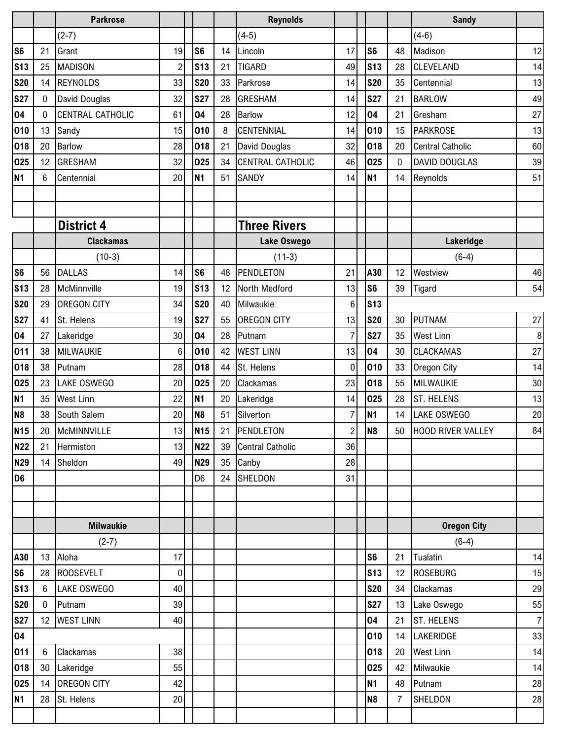| | | Parkrose | | | | | Reynolds | | | | | Sandy | |
|---|---|---|---|---|---|---|---|---|---|---|---|---|---|
| | | (2-7) | | | | | (4-5) | | | | | (4-6) | |
| S6 | 21 | Grant | 19 | | S6 | 14 | Lincoln | 17 | | S6 | 48 | Madison | 12 |
| S13 | 25 | MADISON | 2 | | S13 | 21 | TIGARD | 49 | | S13 | 28 | CLEVELAND | 14 |
| S20 | 14 | REYNOLDS | 33 | | S20 | 33 | Parkrose | 14 | | S20 | 35 | Centennial | 13 |
| S27 | 0 | David Douglas | 32 | | S27 | 28 | GRESHAM | 14 | | S27 | 21 | BARLOW | 49 |
| O4 | 0 | CENTRAL CATHOLIC | 61 | | O4 | 28 | Barlow | 12 | | O4 | 21 | Gresham | 27 |
| O10 | 13 | Sandy | 15 | | O10 | 8 | CENTENNIAL | 14 | | O10 | 15 | PARKROSE | 13 |
| O18 | 20 | Barlow | 28 | | O18 | 21 | David Douglas | 32 | | O18 | 20 | Central Catholic | 60 |
| O25 | 12 | GRESHAM | 32 | | O25 | 34 | CENTRAL CATHOLIC | 46 | | O25 | 0 | DAVID DOUGLAS | 39 |
| N1 | 6 | Centennial | 20 | | N1 | 51 | SANDY | 14 | | N1 | 14 | Reynolds | 51 |

## District 4 — Three Rivers

| | | Clackamas | | | | | Lake Oswego | | | | | Lakeridge | |
|---|---|---|---|---|---|---|---|---|---|---|---|---|---|
| | | (10-3) | | | | | (11-3) | | | | | (6-4) | |
| S6 | 56 | DALLAS | 14 | | S6 | 48 | PENDLETON | 21 | | A30 | 12 | Westview | 46 |
| S13 | 28 | McMinnville | 19 | | S13 | 12 | North Medford | 13 | | S6 | 39 | Tigard | 54 |
| S20 | 29 | OREGON CITY | 34 | | S20 | 40 | Milwaukie | 6 | | S13 | | | |
| S27 | 41 | St. Helens | 19 | | S27 | 55 | OREGON CITY | 13 | | S20 | 30 | PUTNAM | 27 |
| O4 | 27 | Lakeridge | 30 | | O4 | 28 | Putnam | 7 | | S27 | 35 | West Linn | 8 |
| O11 | 38 | MILWAUKIE | 6 | | O10 | 42 | WEST LINN | 13 | | O4 | 30 | CLACKAMAS | 27 |
| O18 | 38 | Putnam | 28 | | O18 | 44 | St. Helens | 0 | | O10 | 33 | Oregon City | 14 |
| O25 | 23 | LAKE OSWEGO | 20 | | O25 | 20 | Clackamas | 23 | | O18 | 55 | MILWAUKIE | 30 |
| N1 | 35 | West Linn | 22 | | N1 | 20 | Lakeridge | 14 | | O25 | 28 | ST. HELENS | 13 |
| N8 | 38 | South Salem | 20 | | N8 | 51 | Silverton | 7 | | N1 | 14 | LAKE OSWEGO | 20 |
| N15 | 20 | McMINNVILLE | 13 | | N15 | 21 | PENDLETON | 2 | | N8 | 50 | HOOD RIVER VALLEY | 84 |
| N22 | 21 | Hermiston | 13 | | N22 | 39 | Central Catholic | 36 | | | | | |
| N29 | 14 | Sheldon | 49 | | N29 | 35 | Canby | 28 | | | | | |
| D6 | | | | | D6 | 24 | SHELDON | 31 | | | | | |

| | | Milwaukie | | | | | Oregon City | |
|---|---|---|---|---|---|---|---|---|
| | | (2-7) | | | | | (6-4) | |
| A30 | 13 | Aloha | 17 | | S6 | 21 | Tualatin | 14 |
| S6 | 28 | ROOSEVELT | 0 | | S13 | 12 | ROSEBURG | 15 |
| S13 | 6 | LAKE OSWEGO | 40 | | S20 | 34 | Clackamas | 29 |
| S20 | 0 | Putnam | 39 | | S27 | 13 | Lake Oswego | 55 |
| S27 | 12 | WEST LINN | 40 | | O4 | 21 | ST. HELENS | 7 |
| O4 | | | | | O10 | 14 | LAKERIDGE | 33 |
| O11 | 6 | Clackamas | 38 | | O18 | 20 | West Linn | 14 |
| O18 | 30 | Lakeridge | 55 | | O25 | 42 | Milwaukie | 14 |
| O25 | 14 | OREGON CITY | 42 | | N1 | 48 | Putnam | 28 |
| N1 | 28 | St. Helens | 20 | | N8 | 7 | SHELDON | 28 |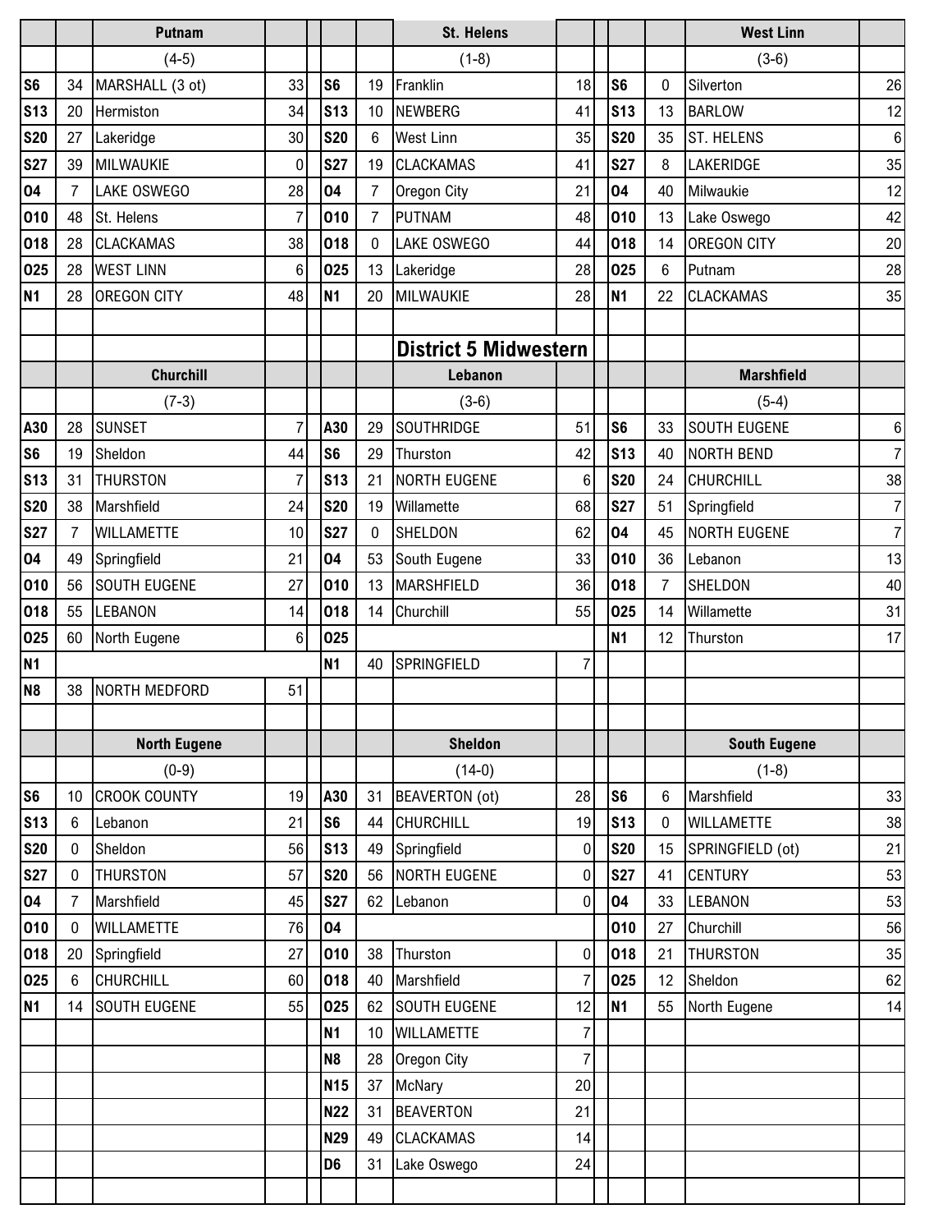### Putnam (4-5)

| Date | Score | Opponent | Opp |
|---|---|---|---|
| S6 | 34 | MARSHALL (3 ot) | 33 |
| S13 | 20 | Hermiston | 34 |
| S20 | 27 | Lakeridge | 30 |
| S27 | 39 | MILWAUKIE | 0 |
| O4 | 7 | LAKE OSWEGO | 28 |
| O10 | 48 | St. Helens | 7 |
| O18 | 28 | CLACKAMAS | 38 |
| O25 | 28 | WEST LINN | 6 |
| N1 | 28 | OREGON CITY | 48 |

### St. Helens (1-8)

| Date | Score | Opponent | Opp |
|---|---|---|---|
| S6 | 19 | Franklin | 18 |
| S13 | 10 | NEWBERG | 41 |
| S20 | 6 | West Linn | 35 |
| S27 | 19 | CLACKAMAS | 41 |
| O4 | 7 | Oregon City | 21 |
| O10 | 7 | PUTNAM | 48 |
| O18 | 0 | LAKE OSWEGO | 44 |
| O25 | 13 | Lakeridge | 28 |
| N1 | 20 | MILWAUKIE | 28 |

### West Linn (3-6)

| Date | Score | Opponent | Opp |
|---|---|---|---|
| S6 | 0 | Silverton | 26 |
| S13 | 13 | BARLOW | 12 |
| S20 | 35 | ST. HELENS | 6 |
| S27 | 8 | LAKERIDGE | 35 |
| O4 | 40 | Milwaukie | 12 |
| O10 | 13 | Lake Oswego | 42 |
| O18 | 14 | OREGON CITY | 20 |
| O25 | 6 | Putnam | 28 |
| N1 | 22 | CLACKAMAS | 35 |

## District 5 Midwestern

### Churchill (7-3)

| Date | Score | Opponent | Opp |
|---|---|---|---|
| A30 | 28 | SUNSET | 7 |
| S6 | 19 | Sheldon | 44 |
| S13 | 31 | THURSTON | 7 |
| S20 | 38 | Marshfield | 24 |
| S27 | 7 | WILLAMETTE | 10 |
| O4 | 49 | Springfield | 21 |
| O10 | 56 | SOUTH EUGENE | 27 |
| O18 | 55 | LEBANON | 14 |
| O25 | 60 | North Eugene | 6 |
| N1 | | | |
| N8 | 38 | NORTH MEDFORD | 51 |

### Lebanon (3-6)

| Date | Score | Opponent | Opp |
|---|---|---|---|
| A30 | 29 | SOUTHRIDGE | 51 |
| S6 | 29 | Thurston | 42 |
| S13 | 21 | NORTH EUGENE | 6 |
| S20 | 19 | Willamette | 68 |
| S27 | 0 | SHELDON | 62 |
| O4 | 53 | South Eugene | 33 |
| O10 | 13 | MARSHFIELD | 36 |
| O18 | 14 | Churchill | 55 |
| O25 | | | |
| N1 | 40 | SPRINGFIELD | 7 |

### Marshfield (5-4)

| Date | Score | Opponent | Opp |
|---|---|---|---|
| S6 | 33 | SOUTH EUGENE | 6 |
| S13 | 40 | NORTH BEND | 7 |
| S20 | 24 | CHURCHILL | 38 |
| S27 | 51 | Springfield | 7 |
| O4 | 45 | NORTH EUGENE | 7 |
| O10 | 36 | Lebanon | 13 |
| O18 | 7 | SHELDON | 40 |
| O25 | 14 | Willamette | 31 |
| N1 | 12 | Thurston | 17 |

### North Eugene (0-9)

| Date | Score | Opponent | Opp |
|---|---|---|---|
| S6 | 10 | CROOK COUNTY | 19 |
| S13 | 6 | Lebanon | 21 |
| S20 | 0 | Sheldon | 56 |
| S27 | 0 | THURSTON | 57 |
| O4 | 7 | Marshfield | 45 |
| O10 | 0 | WILLAMETTE | 76 |
| O18 | 20 | Springfield | 27 |
| O25 | 6 | CHURCHILL | 60 |
| N1 | 14 | SOUTH EUGENE | 55 |

### Sheldon (14-0)

| Date | Score | Opponent | Opp |
|---|---|---|---|
| A30 | 31 | BEAVERTON (ot) | 28 |
| S6 | 44 | CHURCHILL | 19 |
| S13 | 49 | Springfield | 0 |
| S20 | 56 | NORTH EUGENE | 0 |
| S27 | 62 | Lebanon | 0 |
| O4 | | | |
| O10 | 38 | Thurston | 0 |
| O18 | 40 | Marshfield | 7 |
| O25 | 62 | SOUTH EUGENE | 12 |
| N1 | 10 | WILLAMETTE | 7 |
| N8 | 28 | Oregon City | 7 |
| N15 | 37 | McNary | 20 |
| N22 | 31 | BEAVERTON | 21 |
| N29 | 49 | CLACKAMAS | 14 |
| D6 | 31 | Lake Oswego | 24 |

### South Eugene (1-8)

| Date | Score | Opponent | Opp |
|---|---|---|---|
| S6 | 6 | Marshfield | 33 |
| S13 | 0 | WILLAMETTE | 38 |
| S20 | 15 | SPRINGFIELD (ot) | 21 |
| S27 | 41 | CENTURY | 53 |
| O4 | 33 | LEBANON | 53 |
| O10 | 27 | Churchill | 56 |
| O18 | 21 | THURSTON | 35 |
| O25 | 12 | Sheldon | 62 |
| N1 | 55 | North Eugene | 14 |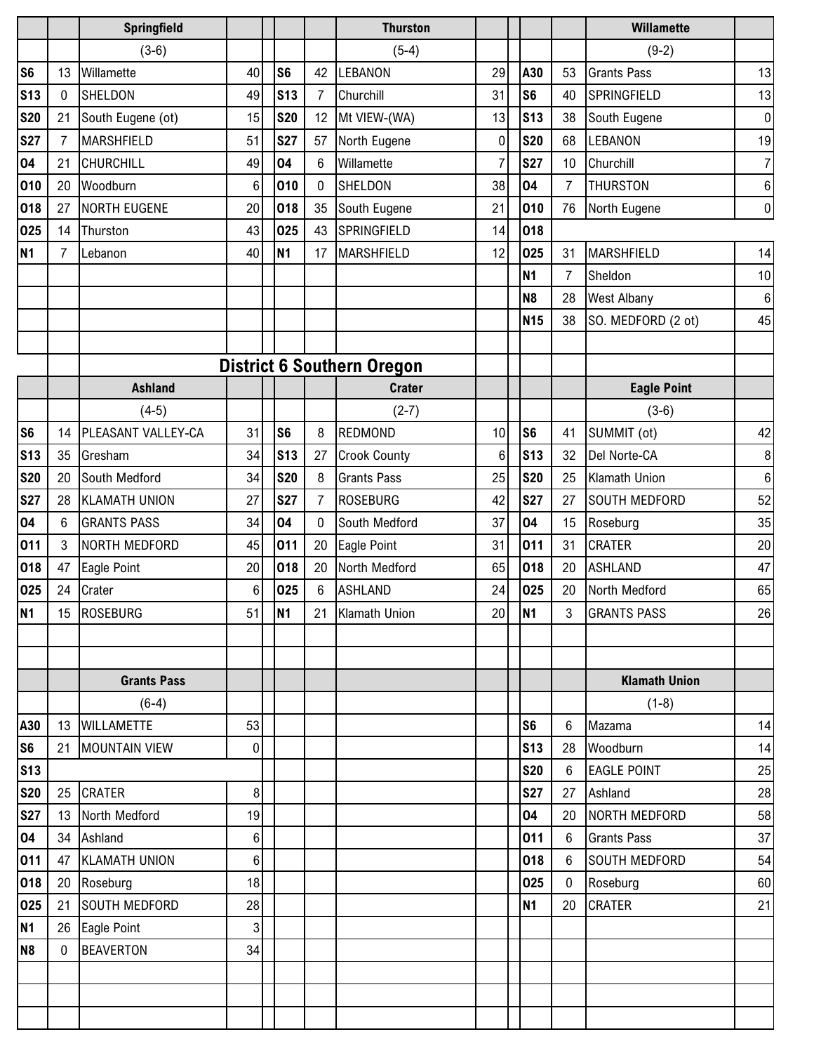| | | Springfield | | | | | Thurston | | | | | Willamette | |
|---|---|---|---|---|---|---|---|---|---|---|---|---|---|
| | | (3-6) | | | | | (5-4) | | | | | (9-2) | |
| S6 | 13 | Willamette | 40 | | S6 | 42 | LEBANON | 29 | | A30 | 53 | Grants Pass | 13 |
| S13 | 0 | SHELDON | 49 | | S13 | 7 | Churchill | 31 | | S6 | 40 | SPRINGFIELD | 13 |
| S20 | 21 | South Eugene (ot) | 15 | | S20 | 12 | Mt VIEW-(WA) | 13 | | S13 | 38 | South Eugene | 0 |
| S27 | 7 | MARSHFIELD | 51 | | S27 | 57 | North Eugene | 0 | | S20 | 68 | LEBANON | 19 |
| O4 | 21 | CHURCHILL | 49 | | O4 | 6 | Willamette | 7 | | S27 | 10 | Churchill | 7 |
| O10 | 20 | Woodburn | 6 | | O10 | 0 | SHELDON | 38 | | O4 | 7 | THURSTON | 6 |
| O18 | 27 | NORTH EUGENE | 20 | | O18 | 35 | South Eugene | 21 | | O10 | 76 | North Eugene | 0 |
| O25 | 14 | Thurston | 43 | | O25 | 43 | SPRINGFIELD | 14 | | O18 | | | |
| N1 | 7 | Lebanon | 40 | | N1 | 17 | MARSHFIELD | 12 | | O25 | 31 | MARSHFIELD | 14 |
| | | | | | | | | | | N1 | 7 | Sheldon | 10 |
| | | | | | | | | | | N8 | 28 | West Albany | 6 |
| | | | | | | | | | | N15 | 38 | SO. MEDFORD (2 ot) | 45 |

## District 6 Southern Oregon

| | | Ashland | | | | | Crater | | | | | Eagle Point | |
|---|---|---|---|---|---|---|---|---|---|---|---|---|---|
| | | (4-5) | | | | | (2-7) | | | | | (3-6) | |
| S6 | 14 | PLEASANT VALLEY-CA | 31 | | S6 | 8 | REDMOND | 10 | | S6 | 41 | SUMMIT (ot) | 42 |
| S13 | 35 | Gresham | 34 | | S13 | 27 | Crook County | 6 | | S13 | 32 | Del Norte-CA | 8 |
| S20 | 20 | South Medford | 34 | | S20 | 8 | Grants Pass | 25 | | S20 | 25 | Klamath Union | 6 |
| S27 | 28 | KLAMATH UNION | 27 | | S27 | 7 | ROSEBURG | 42 | | S27 | 27 | SOUTH MEDFORD | 52 |
| O4 | 6 | GRANTS PASS | 34 | | O4 | 0 | South Medford | 37 | | O4 | 15 | Roseburg | 35 |
| O11 | 3 | NORTH MEDFORD | 45 | | O11 | 20 | Eagle Point | 31 | | O11 | 31 | CRATER | 20 |
| O18 | 47 | Eagle Point | 20 | | O18 | 20 | North Medford | 65 | | O18 | 20 | ASHLAND | 47 |
| O25 | 24 | Crater | 6 | | O25 | 6 | ASHLAND | 24 | | O25 | 20 | North Medford | 65 |
| N1 | 15 | ROSEBURG | 51 | | N1 | 21 | Klamath Union | 20 | | N1 | 3 | GRANTS PASS | 26 |

| | | Grants Pass | | | | | Klamath Union | |
|---|---|---|---|---|---|---|---|---|
| | | (6-4) | | | | | (1-8) | |
| A30 | 13 | WILLAMETTE | 53 | | S6 | 6 | Mazama | 14 |
| S6 | 21 | MOUNTAIN VIEW | 0 | | S13 | 28 | Woodburn | 14 |
| S13 | | | | | S20 | 6 | EAGLE POINT | 25 |
| S20 | 25 | CRATER | 8 | | S27 | 27 | Ashland | 28 |
| S27 | 13 | North Medford | 19 | | O4 | 20 | NORTH MEDFORD | 58 |
| O4 | 34 | Ashland | 6 | | O11 | 6 | Grants Pass | 37 |
| O11 | 47 | KLAMATH UNION | 6 | | O18 | 6 | SOUTH MEDFORD | 54 |
| O18 | 20 | Roseburg | 18 | | O25 | 0 | Roseburg | 60 |
| O25 | 21 | SOUTH MEDFORD | 28 | | N1 | 20 | CRATER | 21 |
| N1 | 26 | Eagle Point | 3 | | | | | |
| N8 | 0 | BEAVERTON | 34 | | | | | |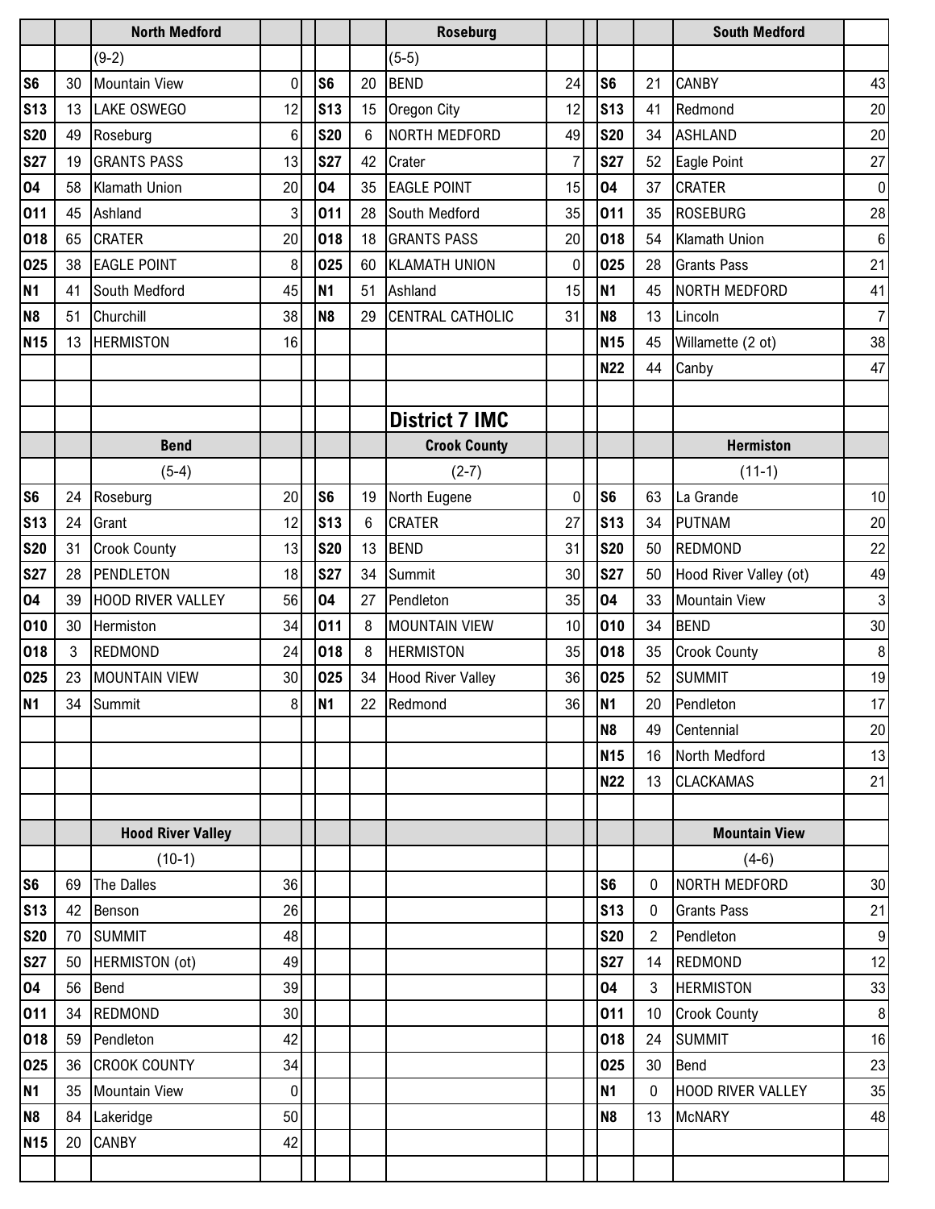| | | North Medford | | | | | Roseburg | | | | | South Medford | |
|---|---|---|---|---|---|---|---|---|---|---|---|---|---|
| | | (9-2) | | | | | (5-5) | | | | | | |
| S6 | 30 | Mountain View | 0 | | S6 | 20 | BEND | 24 | | S6 | 21 | CANBY | 43 |
| S13 | 13 | LAKE OSWEGO | 12 | | S13 | 15 | Oregon City | 12 | | S13 | 41 | Redmond | 20 |
| S20 | 49 | Roseburg | 6 | | S20 | 6 | NORTH MEDFORD | 49 | | S20 | 34 | ASHLAND | 20 |
| S27 | 19 | GRANTS PASS | 13 | | S27 | 42 | Crater | 7 | | S27 | 52 | Eagle Point | 27 |
| O4 | 58 | Klamath Union | 20 | | O4 | 35 | EAGLE POINT | 15 | | O4 | 37 | CRATER | 0 |
| O11 | 45 | Ashland | 3 | | O11 | 28 | South Medford | 35 | | O11 | 35 | ROSEBURG | 28 |
| O18 | 65 | CRATER | 20 | | O18 | 18 | GRANTS PASS | 20 | | O18 | 54 | Klamath Union | 6 |
| O25 | 38 | EAGLE POINT | 8 | | O25 | 60 | KLAMATH UNION | 0 | | O25 | 28 | Grants Pass | 21 |
| N1 | 41 | South Medford | 45 | | N1 | 51 | Ashland | 15 | | N1 | 45 | NORTH MEDFORD | 41 |
| N8 | 51 | Churchill | 38 | | N8 | 29 | CENTRAL CATHOLIC | 31 | | N8 | 13 | Lincoln | 7 |
| N15 | 13 | HERMISTON | 16 | | | | | | | N15 | 45 | Willamette (2 ot) | 38 |
| | | | | | | | | | | N22 | 44 | Canby | 47 |

## District 7 IMC

| | | Bend | | | | | Crook County | | | | | Hermiston | |
|---|---|---|---|---|---|---|---|---|---|---|---|---|---|
| | | (5-4) | | | | | (2-7) | | | | | (11-1) | |
| S6 | 24 | Roseburg | 20 | | S6 | 19 | North Eugene | 0 | | S6 | 63 | La Grande | 10 |
| S13 | 24 | Grant | 12 | | S13 | 6 | CRATER | 27 | | S13 | 34 | PUTNAM | 20 |
| S20 | 31 | Crook County | 13 | | S20 | 13 | BEND | 31 | | S20 | 50 | REDMOND | 22 |
| S27 | 28 | PENDLETON | 18 | | S27 | 34 | Summit | 30 | | S27 | 50 | Hood River Valley (ot) | 49 |
| O4 | 39 | HOOD RIVER VALLEY | 56 | | O4 | 27 | Pendleton | 35 | | O4 | 33 | Mountain View | 3 |
| O10 | 30 | Hermiston | 34 | | O11 | 8 | MOUNTAIN VIEW | 10 | | O10 | 34 | BEND | 30 |
| O18 | 3 | REDMOND | 24 | | O18 | 8 | HERMISTON | 35 | | O18 | 35 | Crook County | 8 |
| O25 | 23 | MOUNTAIN VIEW | 30 | | O25 | 34 | Hood River Valley | 36 | | O25 | 52 | SUMMIT | 19 |
| N1 | 34 | Summit | 8 | | N1 | 22 | Redmond | 36 | | N1 | 20 | Pendleton | 17 |
| | | | | | | | | | | N8 | 49 | Centennial | 20 |
| | | | | | | | | | | N15 | 16 | North Medford | 13 |
| | | | | | | | | | | N22 | 13 | CLACKAMAS | 21 |

| | | Hood River Valley | | | | | | | | | | Mountain View | |
|---|---|---|---|---|---|---|---|---|---|---|---|---|---|
| | | (10-1) | | | | | | | | | | (4-6) | |
| S6 | 69 | The Dalles | 36 | | | | | | | S6 | 0 | NORTH MEDFORD | 30 |
| S13 | 42 | Benson | 26 | | | | | | | S13 | 0 | Grants Pass | 21 |
| S20 | 70 | SUMMIT | 48 | | | | | | | S20 | 2 | Pendleton | 9 |
| S27 | 50 | HERMISTON (ot) | 49 | | | | | | | S27 | 14 | REDMOND | 12 |
| O4 | 56 | Bend | 39 | | | | | | | O4 | 3 | HERMISTON | 33 |
| O11 | 34 | REDMOND | 30 | | | | | | | O11 | 10 | Crook County | 8 |
| O18 | 59 | Pendleton | 42 | | | | | | | O18 | 24 | SUMMIT | 16 |
| O25 | 36 | CROOK COUNTY | 34 | | | | | | | O25 | 30 | Bend | 23 |
| N1 | 35 | Mountain View | 0 | | | | | | | N1 | 0 | HOOD RIVER VALLEY | 35 |
| N8 | 84 | Lakeridge | 50 | | | | | | | N8 | 13 | McNARY | 48 |
| N15 | 20 | CANBY | 42 | | | | | | | | | | |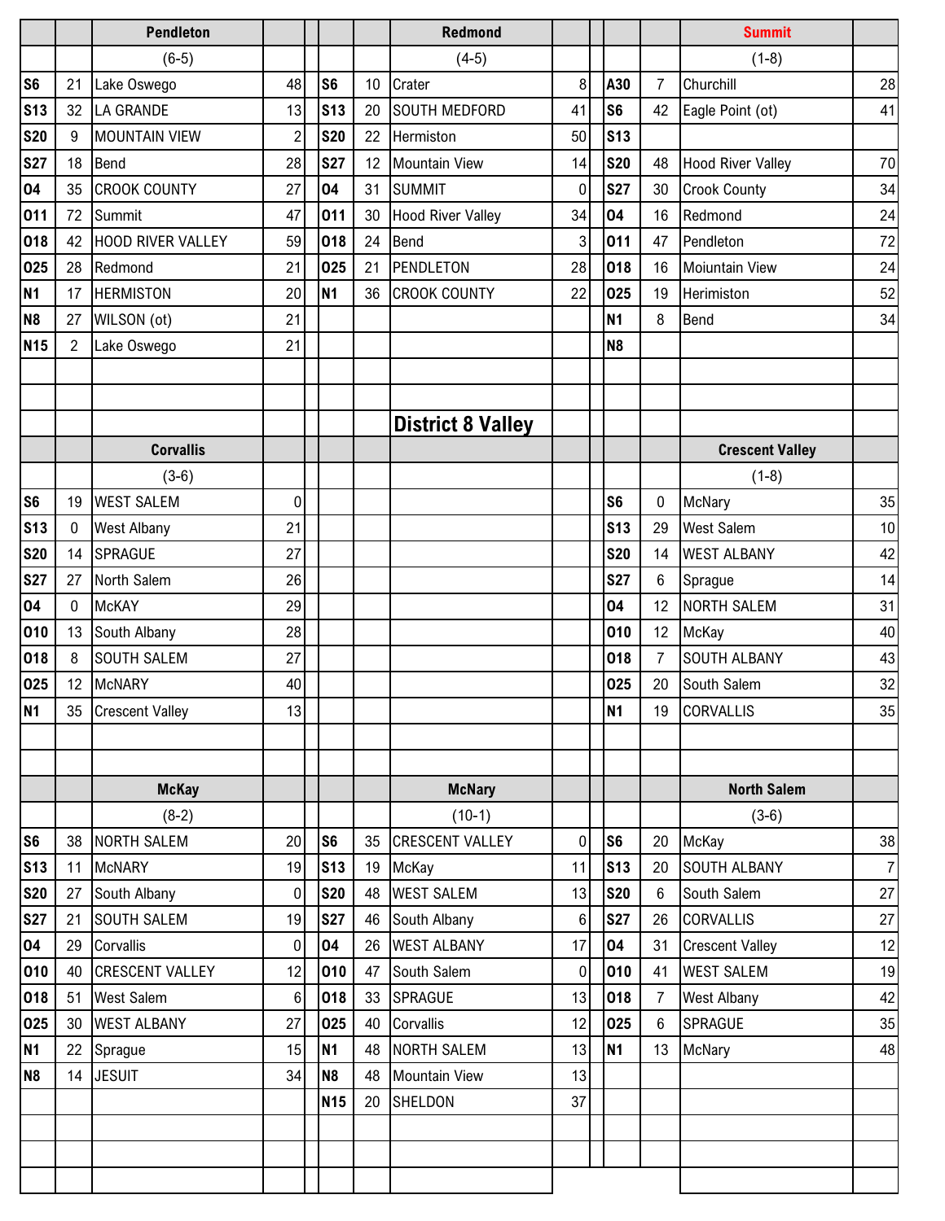### Pendleton

(6-5)

| Date | Score | Opponent | Score |
|---|---|---|---|
| S6 | 21 | Lake Oswego | 48 |
| S13 | 32 | LA GRANDE | 13 |
| S20 | 9 | MOUNTAIN VIEW | 2 |
| S27 | 18 | Bend | 28 |
| O4 | 35 | CROOK COUNTY | 27 |
| O11 | 72 | Summit | 47 |
| O18 | 42 | HOOD RIVER VALLEY | 59 |
| O25 | 28 | Redmond | 21 |
| N1 | 17 | HERMISTON | 20 |
| N8 | 27 | WILSON (ot) | 21 |
| N15 | 2 | Lake Oswego | 21 |

### Redmond

(4-5)

| Date | Score | Opponent | Score |
|---|---|---|---|
| S6 | 10 | Crater | 8 |
| S13 | 20 | SOUTH MEDFORD | 41 |
| S20 | 22 | Hermiston | 50 |
| S27 | 12 | Mountain View | 14 |
| O4 | 31 | SUMMIT | 0 |
| O11 | 30 | Hood River Valley | 34 |
| O18 | 24 | Bend | 3 |
| O25 | 21 | PENDLETON | 28 |
| N1 | 36 | CROOK COUNTY | 22 |

### Summit

(1-8)

| Date | Score | Opponent | Score |
|---|---|---|---|
| A30 | 7 | Churchill | 28 |
| S6 | 42 | Eagle Point (ot) | 41 |
| S13 | | | |
| S20 | 48 | Hood River Valley | 70 |
| S27 | 30 | Crook County | 34 |
| O4 | 16 | Redmond | 24 |
| O11 | 47 | Pendleton | 72 |
| O18 | 16 | Moiuntain View | 24 |
| O25 | 19 | Herimiston | 52 |
| N1 | 8 | Bend | 34 |
| N8 | | | |

## District 8 Valley

### Corvallis

(3-6)

| Date | Score | Opponent | Score |
|---|---|---|---|
| S6 | 19 | WEST SALEM | 0 |
| S13 | 0 | West Albany | 21 |
| S20 | 14 | SPRAGUE | 27 |
| S27 | 27 | North Salem | 26 |
| O4 | 0 | McKAY | 29 |
| O10 | 13 | South Albany | 28 |
| O18 | 8 | SOUTH SALEM | 27 |
| O25 | 12 | McNARY | 40 |
| N1 | 35 | Crescent Valley | 13 |

### Crescent Valley

(1-8)

| Date | Score | Opponent | Score |
|---|---|---|---|
| S6 | 0 | McNary | 35 |
| S13 | 29 | West Salem | 10 |
| S20 | 14 | WEST ALBANY | 42 |
| S27 | 6 | Sprague | 14 |
| O4 | 12 | NORTH SALEM | 31 |
| O10 | 12 | McKay | 40 |
| O18 | 7 | SOUTH ALBANY | 43 |
| O25 | 20 | South Salem | 32 |
| N1 | 19 | CORVALLIS | 35 |

### McKay

(8-2)

| Date | Score | Opponent | Score |
|---|---|---|---|
| S6 | 38 | NORTH SALEM | 20 |
| S13 | 11 | McNARY | 19 |
| S20 | 27 | South Albany | 0 |
| S27 | 21 | SOUTH SALEM | 19 |
| O4 | 29 | Corvallis | 0 |
| O10 | 40 | CRESCENT VALLEY | 12 |
| O18 | 51 | West Salem | 6 |
| O25 | 30 | WEST ALBANY | 27 |
| N1 | 22 | Sprague | 15 |
| N8 | 14 | JESUIT | 34 |

### McNary

(10-1)

| Date | Score | Opponent | Score |
|---|---|---|---|
| S6 | 35 | CRESCENT VALLEY | 0 |
| S13 | 19 | McKay | 11 |
| S20 | 48 | WEST SALEM | 13 |
| S27 | 46 | South Albany | 6 |
| O4 | 26 | WEST ALBANY | 17 |
| O10 | 47 | South Salem | 0 |
| O18 | 33 | SPRAGUE | 13 |
| O25 | 40 | Corvallis | 12 |
| N1 | 48 | NORTH SALEM | 13 |
| N8 | 48 | Mountain View | 13 |
| N15 | 20 | SHELDON | 37 |

### North Salem

(3-6)

| Date | Score | Opponent | Score |
|---|---|---|---|
| S6 | 20 | McKay | 38 |
| S13 | 20 | SOUTH ALBANY | 7 |
| S20 | 6 | South Salem | 27 |
| S27 | 26 | CORVALLIS | 27 |
| O4 | 31 | Crescent Valley | 12 |
| O10 | 41 | WEST SALEM | 19 |
| O18 | 7 | West Albany | 42 |
| O25 | 6 | SPRAGUE | 35 |
| N1 | 13 | McNary | 48 |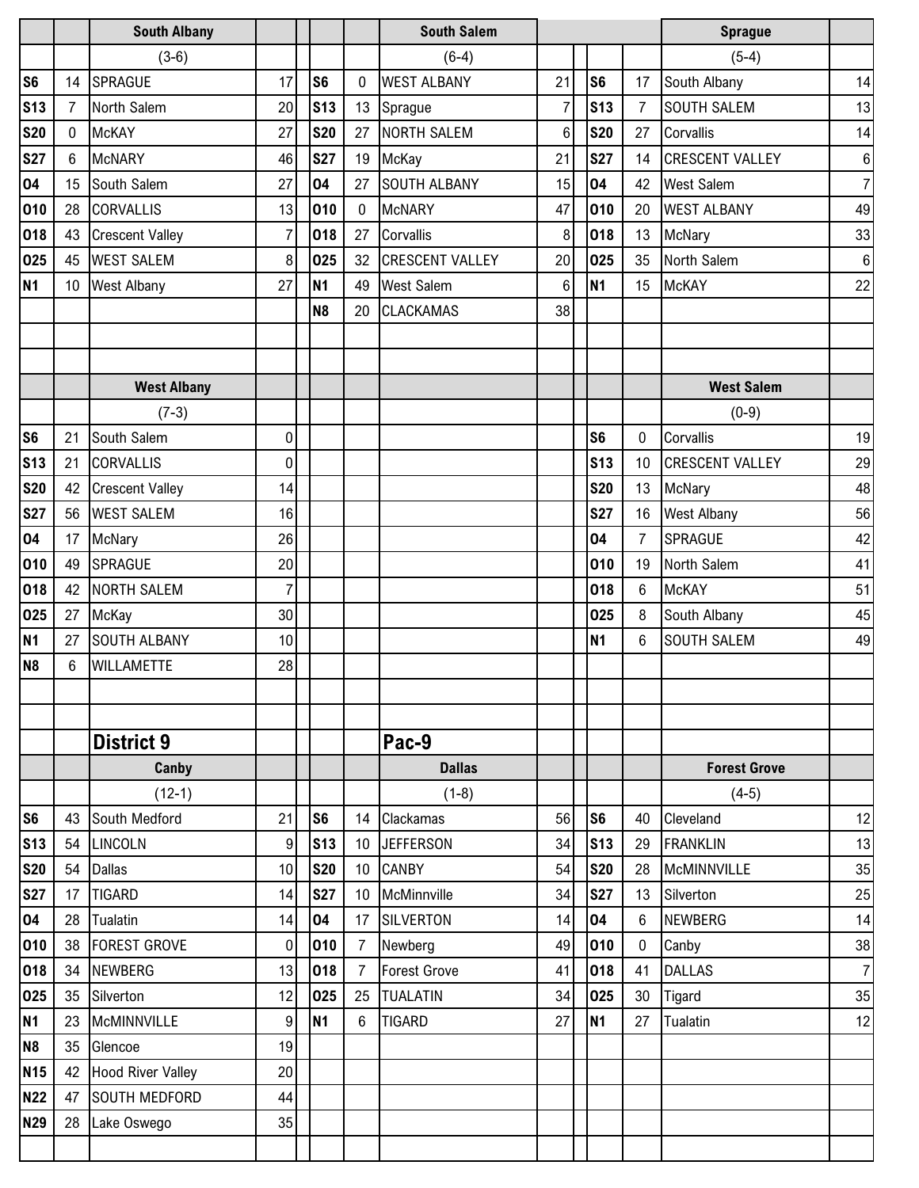| | | South Albany | | | | | South Salem | | | | | Sprague | |
|---|---|---|---|---|---|---|---|---|---|---|---|---|---|
| | | (3-6) | | | | | (6-4) | | | | | (5-4) | |
| S6 | 14 | SPRAGUE | 17 | | S6 | 0 | WEST ALBANY | 21 | | S6 | 17 | South Albany | 14 |
| S13 | 7 | North Salem | 20 | | S13 | 13 | Sprague | 7 | | S13 | 7 | SOUTH SALEM | 13 |
| S20 | 0 | McKAY | 27 | | S20 | 27 | NORTH SALEM | 6 | | S20 | 27 | Corvallis | 14 |
| S27 | 6 | McNARY | 46 | | S27 | 19 | McKay | 21 | | S27 | 14 | CRESCENT VALLEY | 6 |
| O4 | 15 | South Salem | 27 | | O4 | 27 | SOUTH ALBANY | 15 | | O4 | 42 | West Salem | 7 |
| O10 | 28 | CORVALLIS | 13 | | O10 | 0 | McNARY | 47 | | O10 | 20 | WEST ALBANY | 49 |
| O18 | 43 | Crescent Valley | 7 | | O18 | 27 | Corvallis | 8 | | O18 | 13 | McNary | 33 |
| O25 | 45 | WEST SALEM | 8 | | O25 | 32 | CRESCENT VALLEY | 20 | | O25 | 35 | North Salem | 6 |
| N1 | 10 | West Albany | 27 | | N1 | 49 | West Salem | 6 | | N1 | 15 | McKAY | 22 |
| | | | | | N8 | 20 | CLACKAMAS | 38 | | | | | |

| | | West Albany | | | | | West Salem | |
|---|---|---|---|---|---|---|---|---|
| | | (7-3) | | | | | (0-9) | |
| S6 | 21 | South Salem | 0 | | S6 | 0 | Corvallis | 19 |
| S13 | 21 | CORVALLIS | 0 | | S13 | 10 | CRESCENT VALLEY | 29 |
| S20 | 42 | Crescent Valley | 14 | | S20 | 13 | McNary | 48 |
| S27 | 56 | WEST SALEM | 16 | | S27 | 16 | West Albany | 56 |
| O4 | 17 | McNary | 26 | | O4 | 7 | SPRAGUE | 42 |
| O10 | 49 | SPRAGUE | 20 | | O10 | 19 | North Salem | 41 |
| O18 | 42 | NORTH SALEM | 7 | | O18 | 6 | McKAY | 51 |
| O25 | 27 | McKay | 30 | | O25 | 8 | South Albany | 45 |
| N1 | 27 | SOUTH ALBANY | 10 | | N1 | 6 | SOUTH SALEM | 49 |
| N8 | 6 | WILLAMETTE | 28 | | | | | |

## District 9

## Pac-9

| | | Canby | | | | | Dallas | | | | | Forest Grove | |
|---|---|---|---|---|---|---|---|---|---|---|---|---|---|
| | | (12-1) | | | | | (1-8) | | | | | (4-5) | |
| S6 | 43 | South Medford | 21 | | S6 | 14 | Clackamas | 56 | | S6 | 40 | Cleveland | 12 |
| S13 | 54 | LINCOLN | 9 | | S13 | 10 | JEFFERSON | 34 | | S13 | 29 | FRANKLIN | 13 |
| S20 | 54 | Dallas | 10 | | S20 | 10 | CANBY | 54 | | S20 | 28 | McMINNVILLE | 35 |
| S27 | 17 | TIGARD | 14 | | S27 | 10 | McMinnville | 34 | | S27 | 13 | Silverton | 25 |
| O4 | 28 | Tualatin | 14 | | O4 | 17 | SILVERTON | 14 | | O4 | 6 | NEWBERG | 14 |
| O10 | 38 | FOREST GROVE | 0 | | O10 | 7 | Newberg | 49 | | O10 | 0 | Canby | 38 |
| O18 | 34 | NEWBERG | 13 | | O18 | 7 | Forest Grove | 41 | | O18 | 41 | DALLAS | 7 |
| O25 | 35 | Silverton | 12 | | O25 | 25 | TUALATIN | 34 | | O25 | 30 | Tigard | 35 |
| N1 | 23 | McMINNVILLE | 9 | | N1 | 6 | TIGARD | 27 | | N1 | 27 | Tualatin | 12 |
| N8 | 35 | Glencoe | 19 | | | | | | | | | | |
| N15 | 42 | Hood River Valley | 20 | | | | | | | | | | |
| N22 | 47 | SOUTH MEDFORD | 44 | | | | | | | | | | |
| N29 | 28 | Lake Oswego | 35 | | | | | | | | | | |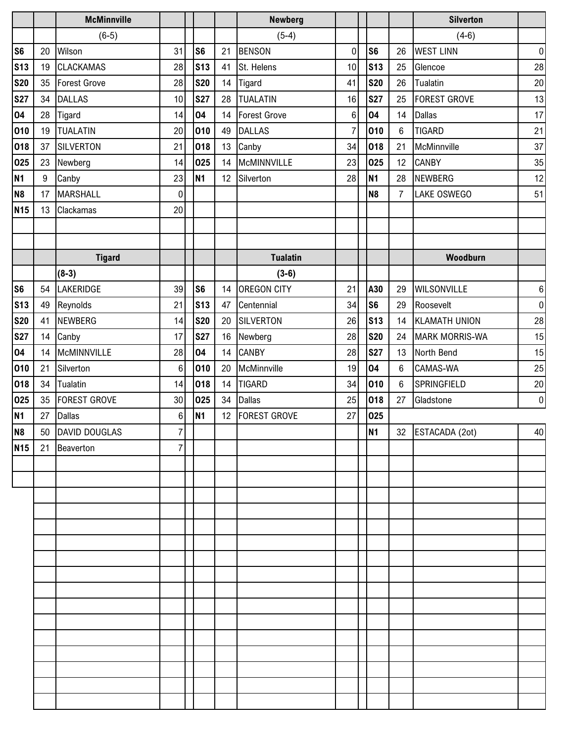| | | McMinnville | | | | | Newberg | | | | | Silverton | |
|---|---|---|---|---|---|---|---|---|---|---|---|---|---|
| | | (6-5) | | | | | (5-4) | | | | | (4-6) | |
| S6 | 20 | Wilson | 31 | | S6 | 21 | BENSON | 0 | | S6 | 26 | WEST LINN | 0 |
| S13 | 19 | CLACKAMAS | 28 | | S13 | 41 | St. Helens | 10 | | S13 | 25 | Glencoe | 28 |
| S20 | 35 | Forest Grove | 28 | | S20 | 14 | Tigard | 41 | | S20 | 26 | Tualatin | 20 |
| S27 | 34 | DALLAS | 10 | | S27 | 28 | TUALATIN | 16 | | S27 | 25 | FOREST GROVE | 13 |
| O4 | 28 | Tigard | 14 | | O4 | 14 | Forest Grove | 6 | | O4 | 14 | Dallas | 17 |
| O10 | 19 | TUALATIN | 20 | | O10 | 49 | DALLAS | 7 | | O10 | 6 | TIGARD | 21 |
| O18 | 37 | SILVERTON | 21 | | O18 | 13 | Canby | 34 | | O18 | 21 | McMinnville | 37 |
| O25 | 23 | Newberg | 14 | | O25 | 14 | McMINNVILLE | 23 | | O25 | 12 | CANBY | 35 |
| N1 | 9 | Canby | 23 | | N1 | 12 | Silverton | 28 | | N1 | 28 | NEWBERG | 12 |
| N8 | 17 | MARSHALL | 0 | | | | | | | N8 | 7 | LAKE OSWEGO | 51 |
| N15 | 13 | Clackamas | 20 | | | | | | | | | | |

| | | Tigard | | | | | Tualatin | | | | | Woodburn | |
|---|---|---|---|---|---|---|---|---|---|---|---|---|---|
| | | **(8-3)** | | | | | **(3-6)** | | | | | | |
| S6 | 54 | LAKERIDGE | 39 | | S6 | 14 | OREGON CITY | 21 | | A30 | 29 | WILSONVILLE | 6 |
| S13 | 49 | Reynolds | 21 | | S13 | 47 | Centennial | 34 | | S6 | 29 | Roosevelt | 0 |
| S20 | 41 | NEWBERG | 14 | | S20 | 20 | SILVERTON | 26 | | S13 | 14 | KLAMATH UNION | 28 |
| S27 | 14 | Canby | 17 | | S27 | 16 | Newberg | 28 | | S20 | 24 | MARK MORRIS-WA | 15 |
| O4 | 14 | McMINNVILLE | 28 | | O4 | 14 | CANBY | 28 | | S27 | 13 | North Bend | 15 |
| O10 | 21 | Silverton | 6 | | O10 | 20 | McMinnville | 19 | | O4 | 6 | CAMAS-WA | 25 |
| O18 | 34 | Tualatin | 14 | | O18 | 14 | TIGARD | 34 | | O10 | 6 | SPRINGFIELD | 20 |
| O25 | 35 | FOREST GROVE | 30 | | O25 | 34 | Dallas | 25 | | O18 | 27 | Gladstone | 0 |
| N1 | 27 | Dallas | 6 | | N1 | 12 | FOREST GROVE | 27 | | O25 | | | |
| N8 | 50 | DAVID DOUGLAS | 7 | | | | | | | N1 | 32 | ESTACADA (2ot) | 40 |
| N15 | 21 | Beaverton | 7 | | | | | | | | | | |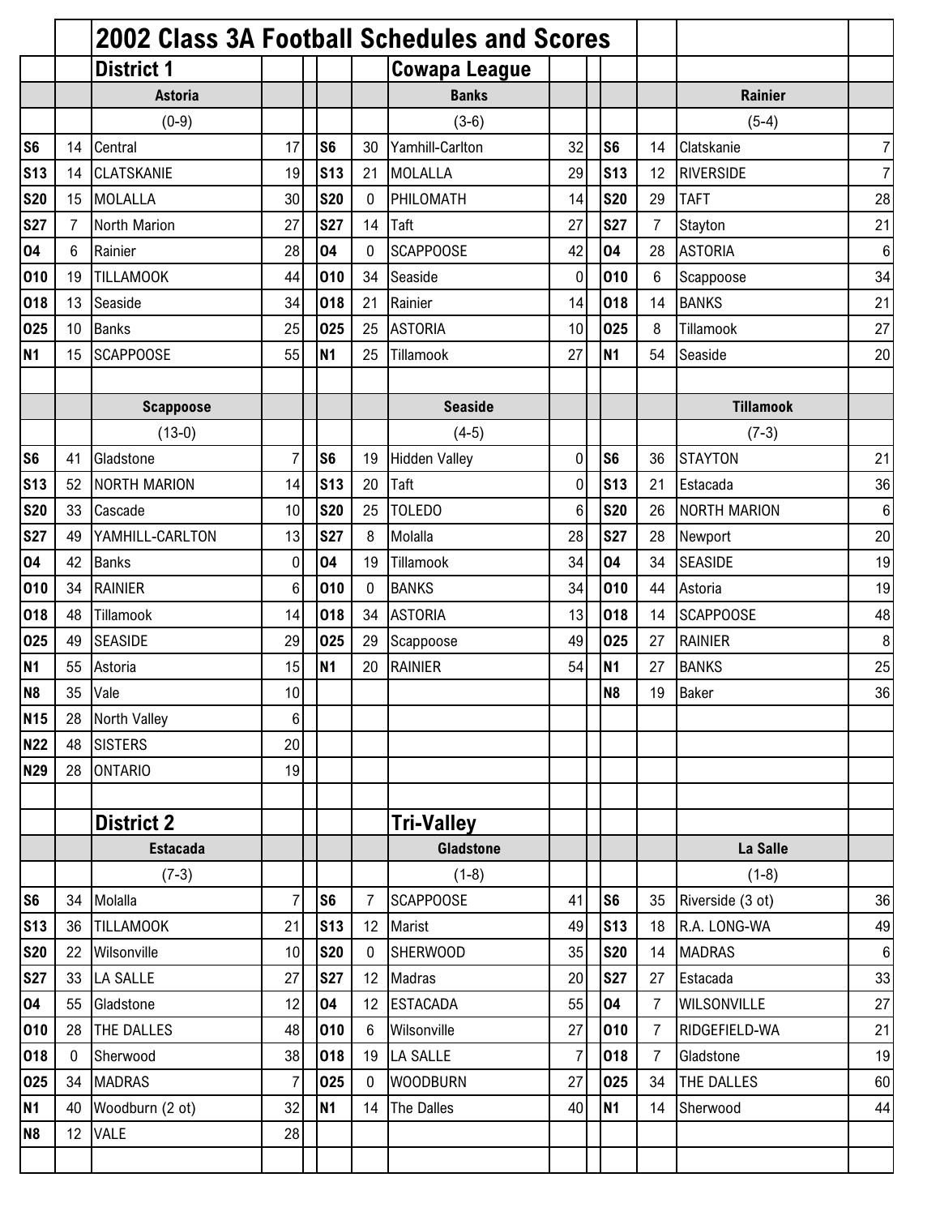# 2002 Class 3A Football Schedules and Scores

## District 1 — Cowapa League

### Astoria (0-9)

| Date | Astoria | Opponent | Opp |
|---|---|---|---|
| S6 | 14 | Central | 17 |
| S13 | 14 | CLATSKANIE | 19 |
| S20 | 15 | MOLALLA | 30 |
| S27 | 7 | North Marion | 27 |
| O4 | 6 | Rainier | 28 |
| O10 | 19 | TILLAMOOK | 44 |
| O18 | 13 | Seaside | 34 |
| O25 | 10 | Banks | 25 |
| N1 | 15 | SCAPPOOSE | 55 |

### Banks (3-6)

| Date | Banks | Opponent | Opp |
|---|---|---|---|
| S6 | 30 | Yamhill-Carlton | 32 |
| S13 | 21 | MOLALLA | 29 |
| S20 | 0 | PHILOMATH | 14 |
| S27 | 14 | Taft | 27 |
| O4 | 0 | SCAPPOOSE | 42 |
| O10 | 34 | Seaside | 0 |
| O18 | 21 | Rainier | 14 |
| O25 | 25 | ASTORIA | 10 |
| N1 | 25 | Tillamook | 27 |

### Rainier (5-4)

| Date | Rainier | Opponent | Opp |
|---|---|---|---|
| S6 | 14 | Clatskanie | 7 |
| S13 | 12 | RIVERSIDE | 7 |
| S20 | 29 | TAFT | 28 |
| S27 | 7 | Stayton | 21 |
| O4 | 28 | ASTORIA | 6 |
| O10 | 6 | Scappoose | 34 |
| O18 | 14 | BANKS | 21 |
| O25 | 8 | Tillamook | 27 |
| N1 | 54 | Seaside | 20 |

### Scappoose (13-0)

| Date | Scappoose | Opponent | Opp |
|---|---|---|---|
| S6 | 41 | Gladstone | 7 |
| S13 | 52 | NORTH MARION | 14 |
| S20 | 33 | Cascade | 10 |
| S27 | 49 | YAMHILL-CARLTON | 13 |
| O4 | 42 | Banks | 0 |
| O10 | 34 | RAINIER | 6 |
| O18 | 48 | Tillamook | 14 |
| O25 | 49 | SEASIDE | 29 |
| N1 | 55 | Astoria | 15 |
| N8 | 35 | Vale | 10 |
| N15 | 28 | North Valley | 6 |
| N22 | 48 | SISTERS | 20 |
| N29 | 28 | ONTARIO | 19 |

### Seaside (4-5)

| Date | Seaside | Opponent | Opp |
|---|---|---|---|
| S6 | 19 | Hidden Valley | 0 |
| S13 | 20 | Taft | 0 |
| S20 | 25 | TOLEDO | 6 |
| S27 | 8 | Molalla | 28 |
| O4 | 19 | Tillamook | 34 |
| O10 | 0 | BANKS | 34 |
| O18 | 34 | ASTORIA | 13 |
| O25 | 29 | Scappoose | 49 |
| N1 | 20 | RAINIER | 54 |

### Tillamook (7-3)

| Date | Tillamook | Opponent | Opp |
|---|---|---|---|
| S6 | 36 | STAYTON | 21 |
| S13 | 21 | Estacada | 36 |
| S20 | 26 | NORTH MARION | 6 |
| S27 | 28 | Newport | 20 |
| O4 | 34 | SEASIDE | 19 |
| O10 | 44 | Astoria | 19 |
| O18 | 14 | SCAPPOOSE | 48 |
| O25 | 27 | RAINIER | 8 |
| N1 | 27 | BANKS | 25 |
| N8 | 19 | Baker | 36 |

## District 2 — Tri-Valley

### Estacada (7-3)

| Date | Estacada | Opponent | Opp |
|---|---|---|---|
| S6 | 34 | Molalla | 7 |
| S13 | 36 | TILLAMOOK | 21 |
| S20 | 22 | Wilsonville | 10 |
| S27 | 33 | LA SALLE | 27 |
| O4 | 55 | Gladstone | 12 |
| O10 | 28 | THE DALLES | 48 |
| O18 | 0 | Sherwood | 38 |
| O25 | 34 | MADRAS | 7 |
| N1 | 40 | Woodburn (2 ot) | 32 |
| N8 | 12 | VALE | 28 |

### Gladstone (1-8)

| Date | Gladstone | Opponent | Opp |
|---|---|---|---|
| S6 | 7 | SCAPPOOSE | 41 |
| S13 | 12 | Marist | 49 |
| S20 | 0 | SHERWOOD | 35 |
| S27 | 12 | Madras | 20 |
| O4 | 12 | ESTACADA | 55 |
| O10 | 6 | Wilsonville | 27 |
| O18 | 19 | LA SALLE | 7 |
| O25 | 0 | WOODBURN | 27 |
| N1 | 14 | The Dalles | 40 |

### La Salle (1-8)

| Date | La Salle | Opponent | Opp |
|---|---|---|---|
| S6 | 35 | Riverside (3 ot) | 36 |
| S13 | 18 | R.A. LONG-WA | 49 |
| S20 | 14 | MADRAS | 6 |
| S27 | 27 | Estacada | 33 |
| O4 | 7 | WILSONVILLE | 27 |
| O10 | 7 | RIDGEFIELD-WA | 21 |
| O18 | 7 | Gladstone | 19 |
| O25 | 34 | THE DALLES | 60 |
| N1 | 14 | Sherwood | 44 |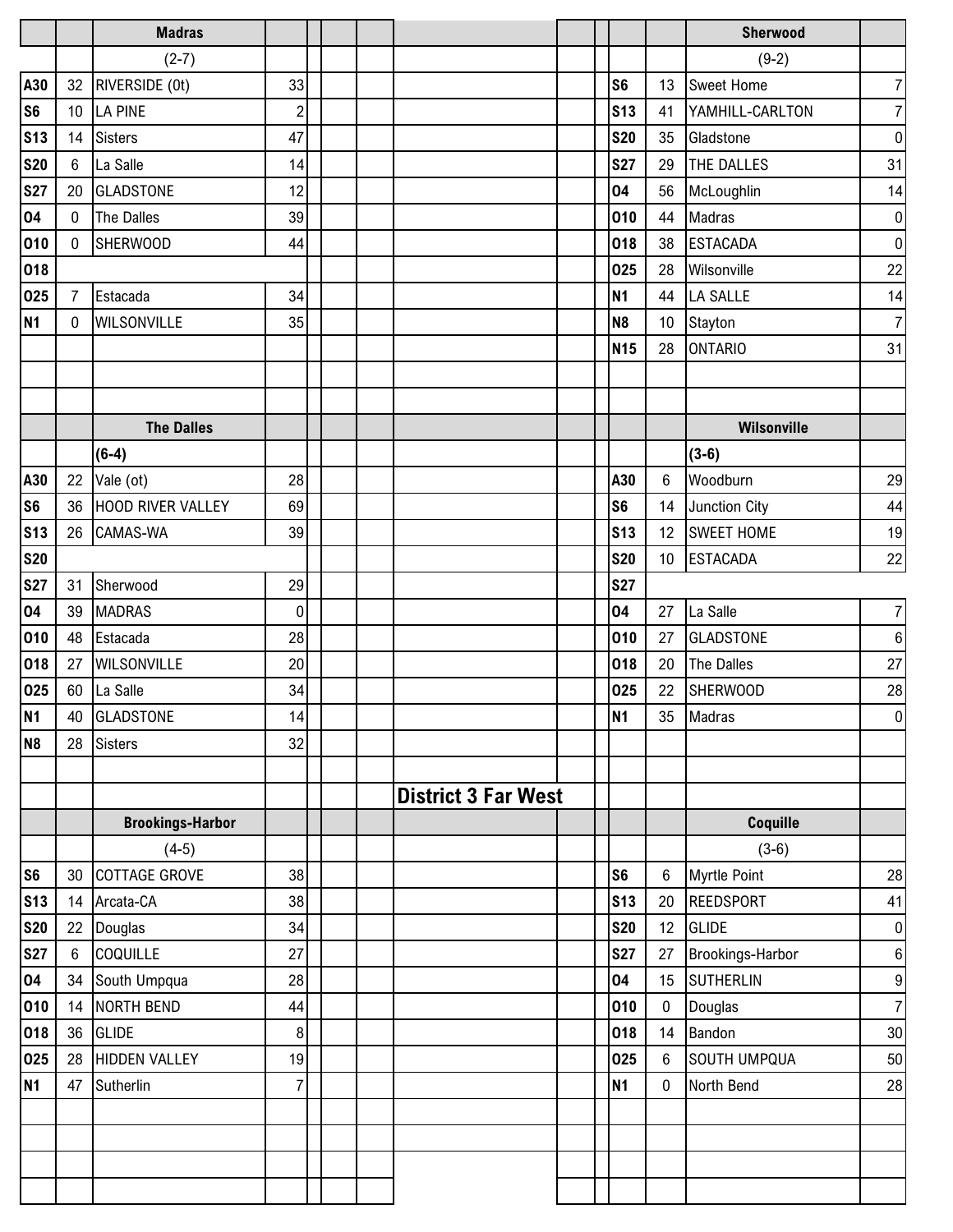## District 3 Far West

### Madras

(2-7)

| Date | Score | Opponent | Opp. Score |
|---|---|---|---|
| A30 | 32 | RIVERSIDE (0t) | 33 |
| S6 | 10 | LA PINE | 2 |
| S13 | 14 | Sisters | 47 |
| S20 | 6 | La Salle | 14 |
| S27 | 20 | GLADSTONE | 12 |
| O4 | 0 | The Dalles | 39 |
| O10 | 0 | SHERWOOD | 44 |
| O18 | | | |
| O25 | 7 | Estacada | 34 |
| N1 | 0 | WILSONVILLE | 35 |

### Sherwood

(9-2)

| Date | Score | Opponent | Opp. Score |
|---|---|---|---|
| S6 | 13 | Sweet Home | 7 |
| S13 | 41 | YAMHILL-CARLTON | 7 |
| S20 | 35 | Gladstone | 0 |
| S27 | 29 | THE DALLES | 31 |
| O4 | 56 | McLoughlin | 14 |
| O10 | 44 | Madras | 0 |
| O18 | 38 | ESTACADA | 0 |
| O25 | 28 | Wilsonville | 22 |
| N1 | 44 | LA SALLE | 14 |
| N8 | 10 | Stayton | 7 |
| N15 | 28 | ONTARIO | 31 |

### The Dalles

**(6-4)**

| Date | Score | Opponent | Opp. Score |
|---|---|---|---|
| A30 | 22 | Vale (ot) | 28 |
| S6 | 36 | HOOD RIVER VALLEY | 69 |
| S13 | 26 | CAMAS-WA | 39 |
| S20 | | | |
| S27 | 31 | Sherwood | 29 |
| O4 | 39 | MADRAS | 0 |
| O10 | 48 | Estacada | 28 |
| O18 | 27 | WILSONVILLE | 20 |
| O25 | 60 | La Salle | 34 |
| N1 | 40 | GLADSTONE | 14 |
| N8 | 28 | Sisters | 32 |

### Wilsonville

**(3-6)**

| Date | Score | Opponent | Opp. Score |
|---|---|---|---|
| A30 | 6 | Woodburn | 29 |
| S6 | 14 | Junction City | 44 |
| S13 | 12 | SWEET HOME | 19 |
| S20 | 10 | ESTACADA | 22 |
| S27 | | | |
| O4 | 27 | La Salle | 7 |
| O10 | 27 | GLADSTONE | 6 |
| O18 | 20 | The Dalles | 27 |
| O25 | 22 | SHERWOOD | 28 |
| N1 | 35 | Madras | 0 |

### Brookings-Harbor

(4-5)

| Date | Score | Opponent | Opp. Score |
|---|---|---|---|
| S6 | 30 | COTTAGE GROVE | 38 |
| S13 | 14 | Arcata-CA | 38 |
| S20 | 22 | Douglas | 34 |
| S27 | 6 | COQUILLE | 27 |
| O4 | 34 | South Umpqua | 28 |
| O10 | 14 | NORTH BEND | 44 |
| O18 | 36 | GLIDE | 8 |
| O25 | 28 | HIDDEN VALLEY | 19 |
| N1 | 47 | Sutherlin | 7 |

### Coquille

(3-6)

| Date | Score | Opponent | Opp. Score |
|---|---|---|---|
| S6 | 6 | Myrtle Point | 28 |
| S13 | 20 | REEDSPORT | 41 |
| S20 | 12 | GLIDE | 0 |
| S27 | 27 | Brookings-Harbor | 6 |
| O4 | 15 | SUTHERLIN | 9 |
| O10 | 0 | Douglas | 7 |
| O18 | 14 | Bandon | 30 |
| O25 | 6 | SOUTH UMPQUA | 50 |
| N1 | 0 | North Bend | 28 |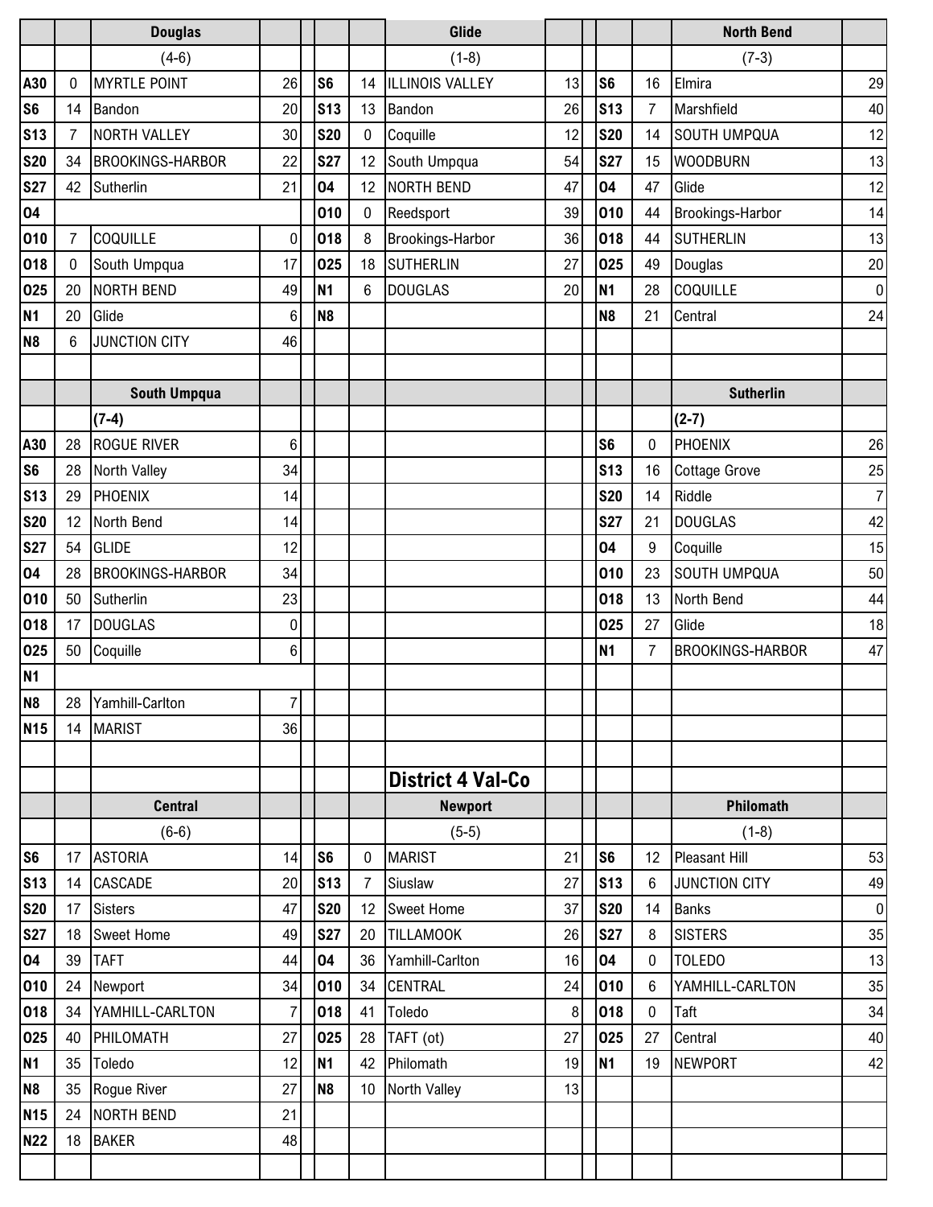| | | Douglas | | | | | Glide | | | | | North Bend | |
|---|---|---|---|---|---|---|---|---|---|---|---|---|---|
| | | (4-6) | | | | | (1-8) | | | | | (7-3) | |
| A30 | 0 | MYRTLE POINT | 26 | | S6 | 14 | ILLINOIS VALLEY | 13 | | S6 | 16 | Elmira | 29 |
| S6 | 14 | Bandon | 20 | | S13 | 13 | Bandon | 26 | | S13 | 7 | Marshfield | 40 |
| S13 | 7 | NORTH VALLEY | 30 | | S20 | 0 | Coquille | 12 | | S20 | 14 | SOUTH UMPQUA | 12 |
| S20 | 34 | BROOKINGS-HARBOR | 22 | | S27 | 12 | South Umpqua | 54 | | S27 | 15 | WOODBURN | 13 |
| S27 | 42 | Sutherlin | 21 | | O4 | 12 | NORTH BEND | 47 | | O4 | 47 | Glide | 12 |
| O4 | | | | | O10 | 0 | Reedsport | 39 | | O10 | 44 | Brookings-Harbor | 14 |
| O10 | 7 | COQUILLE | 0 | | O18 | 8 | Brookings-Harbor | 36 | | O18 | 44 | SUTHERLIN | 13 |
| O18 | 0 | South Umpqua | 17 | | O25 | 18 | SUTHERLIN | 27 | | O25 | 49 | Douglas | 20 |
| O25 | 20 | NORTH BEND | 49 | | N1 | 6 | DOUGLAS | 20 | | N1 | 28 | COQUILLE | 0 |
| N1 | 20 | Glide | 6 | | N8 | | | | | N8 | 21 | Central | 24 |
| N8 | 6 | JUNCTION CITY | 46 | | | | | | | | | | |

| | | South Umpqua | | | | | Sutherlin | |
|---|---|---|---|---|---|---|---|---|
| | | (7-4) | | | | | (2-7) | |
| A30 | 28 | ROGUE RIVER | 6 | | S6 | 0 | PHOENIX | 26 |
| S6 | 28 | North Valley | 34 | | S13 | 16 | Cottage Grove | 25 |
| S13 | 29 | PHOENIX | 14 | | S20 | 14 | Riddle | 7 |
| S20 | 12 | North Bend | 14 | | S27 | 21 | DOUGLAS | 42 |
| S27 | 54 | GLIDE | 12 | | O4 | 9 | Coquille | 15 |
| O4 | 28 | BROOKINGS-HARBOR | 34 | | O10 | 23 | SOUTH UMPQUA | 50 |
| O10 | 50 | Sutherlin | 23 | | O18 | 13 | North Bend | 44 |
| O18 | 17 | DOUGLAS | 0 | | O25 | 27 | Glide | 18 |
| O25 | 50 | Coquille | 6 | | N1 | 7 | BROOKINGS-HARBOR | 47 |
| N1 | | | | | | | | |
| N8 | 28 | Yamhill-Carlton | 7 | | | | | |
| N15 | 14 | MARIST | 36 | | | | | |

## District 4 Val-Co

| | | Central | | | | | Newport | | | | | Philomath | |
|---|---|---|---|---|---|---|---|---|---|---|---|---|---|
| | | (6-6) | | | | | (5-5) | | | | | (1-8) | |
| S6 | 17 | ASTORIA | 14 | | S6 | 0 | MARIST | 21 | | S6 | 12 | Pleasant Hill | 53 |
| S13 | 14 | CASCADE | 20 | | S13 | 7 | Siuslaw | 27 | | S13 | 6 | JUNCTION CITY | 49 |
| S20 | 17 | Sisters | 47 | | S20 | 12 | Sweet Home | 37 | | S20 | 14 | Banks | 0 |
| S27 | 18 | Sweet Home | 49 | | S27 | 20 | TILLAMOOK | 26 | | S27 | 8 | SISTERS | 35 |
| O4 | 39 | TAFT | 44 | | O4 | 36 | Yamhill-Carlton | 16 | | O4 | 0 | TOLEDO | 13 |
| O10 | 24 | Newport | 34 | | O10 | 34 | CENTRAL | 24 | | O10 | 6 | YAMHILL-CARLTON | 35 |
| O18 | 34 | YAMHILL-CARLTON | 7 | | O18 | 41 | Toledo | 8 | | O18 | 0 | Taft | 34 |
| O25 | 40 | PHILOMATH | 27 | | O25 | 28 | TAFT (ot) | 27 | | O25 | 27 | Central | 40 |
| N1 | 35 | Toledo | 12 | | N1 | 42 | Philomath | 19 | | N1 | 19 | NEWPORT | 42 |
| N8 | 35 | Rogue River | 27 | | N8 | 10 | North Valley | 13 | | | | | |
| N15 | 24 | NORTH BEND | 21 | | | | | | | | | | |
| N22 | 18 | BAKER | 48 | | | | | | | | | | |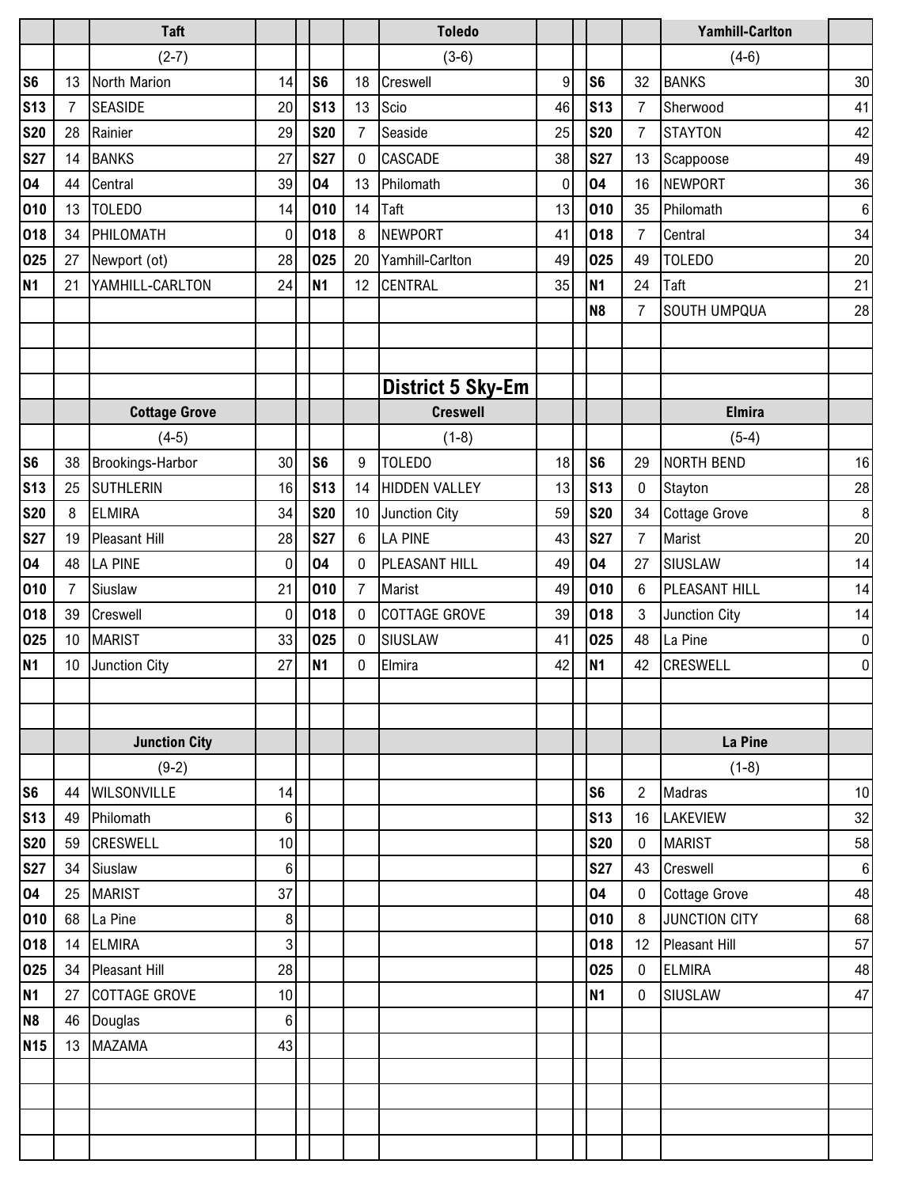### Taft

(2-7)

| | | | |
|---|---|---|---|
| S6 | 13 | North Marion | 14 |
| S13 | 7 | SEASIDE | 20 |
| S20 | 28 | Rainier | 29 |
| S27 | 14 | BANKS | 27 |
| O4 | 44 | Central | 39 |
| O10 | 13 | TOLEDO | 14 |
| O18 | 34 | PHILOMATH | 0 |
| O25 | 27 | Newport (ot) | 28 |
| N1 | 21 | YAMHILL-CARLTON | 24 |

### Toledo

(3-6)

| | | | |
|---|---|---|---|
| S6 | 18 | Creswell | 9 |
| S13 | 13 | Scio | 46 |
| S20 | 7 | Seaside | 25 |
| S27 | 0 | CASCADE | 38 |
| O4 | 13 | Philomath | 0 |
| O10 | 14 | Taft | 13 |
| O18 | 8 | NEWPORT | 41 |
| O25 | 20 | Yamhill-Carlton | 49 |
| N1 | 12 | CENTRAL | 35 |

### Yamhill-Carlton

(4-6)

| | | | |
|---|---|---|---|
| S6 | 32 | BANKS | 30 |
| S13 | 7 | Sherwood | 41 |
| S20 | 7 | STAYTON | 42 |
| S27 | 13 | Scappoose | 49 |
| O4 | 16 | NEWPORT | 36 |
| O10 | 35 | Philomath | 6 |
| O18 | 7 | Central | 34 |
| O25 | 49 | TOLEDO | 20 |
| N1 | 24 | Taft | 21 |
| N8 | 7 | SOUTH UMPQUA | 28 |

## District 5 Sky-Em

### Cottage Grove

(4-5)

| | | | |
|---|---|---|---|
| S6 | 38 | Brookings-Harbor | 30 |
| S13 | 25 | SUTHLERIN | 16 |
| S20 | 8 | ELMIRA | 34 |
| S27 | 19 | Pleasant Hill | 28 |
| O4 | 48 | LA PINE | 0 |
| O10 | 7 | Siuslaw | 21 |
| O18 | 39 | Creswell | 0 |
| O25 | 10 | MARIST | 33 |
| N1 | 10 | Junction City | 27 |

### Creswell

(1-8)

| | | | |
|---|---|---|---|
| S6 | 9 | TOLEDO | 18 |
| S13 | 14 | HIDDEN VALLEY | 13 |
| S20 | 10 | Junction City | 59 |
| S27 | 6 | LA PINE | 43 |
| O4 | 0 | PLEASANT HILL | 49 |
| O10 | 7 | Marist | 49 |
| O18 | 0 | COTTAGE GROVE | 39 |
| O25 | 0 | SIUSLAW | 41 |
| N1 | 0 | Elmira | 42 |

### Elmira

(5-4)

| | | | |
|---|---|---|---|
| S6 | 29 | NORTH BEND | 16 |
| S13 | 0 | Stayton | 28 |
| S20 | 34 | Cottage Grove | 8 |
| S27 | 7 | Marist | 20 |
| O4 | 27 | SIUSLAW | 14 |
| O10 | 6 | PLEASANT HILL | 14 |
| O18 | 3 | Junction City | 14 |
| O25 | 48 | La Pine | 0 |
| N1 | 42 | CRESWELL | 0 |

### Junction City

(9-2)

| | | | |
|---|---|---|---|
| S6 | 44 | WILSONVILLE | 14 |
| S13 | 49 | Philomath | 6 |
| S20 | 59 | CRESWELL | 10 |
| S27 | 34 | Siuslaw | 6 |
| O4 | 25 | MARIST | 37 |
| O10 | 68 | La Pine | 8 |
| O18 | 14 | ELMIRA | 3 |
| O25 | 34 | Pleasant Hill | 28 |
| N1 | 27 | COTTAGE GROVE | 10 |
| N8 | 46 | Douglas | 6 |
| N15 | 13 | MAZAMA | 43 |

### La Pine

(1-8)

| | | | |
|---|---|---|---|
| S6 | 2 | Madras | 10 |
| S13 | 16 | LAKEVIEW | 32 |
| S20 | 0 | MARIST | 58 |
| S27 | 43 | Creswell | 6 |
| O4 | 0 | Cottage Grove | 48 |
| O10 | 8 | JUNCTION CITY | 68 |
| O18 | 12 | Pleasant Hill | 57 |
| O25 | 0 | ELMIRA | 48 |
| N1 | 0 | SIUSLAW | 47 |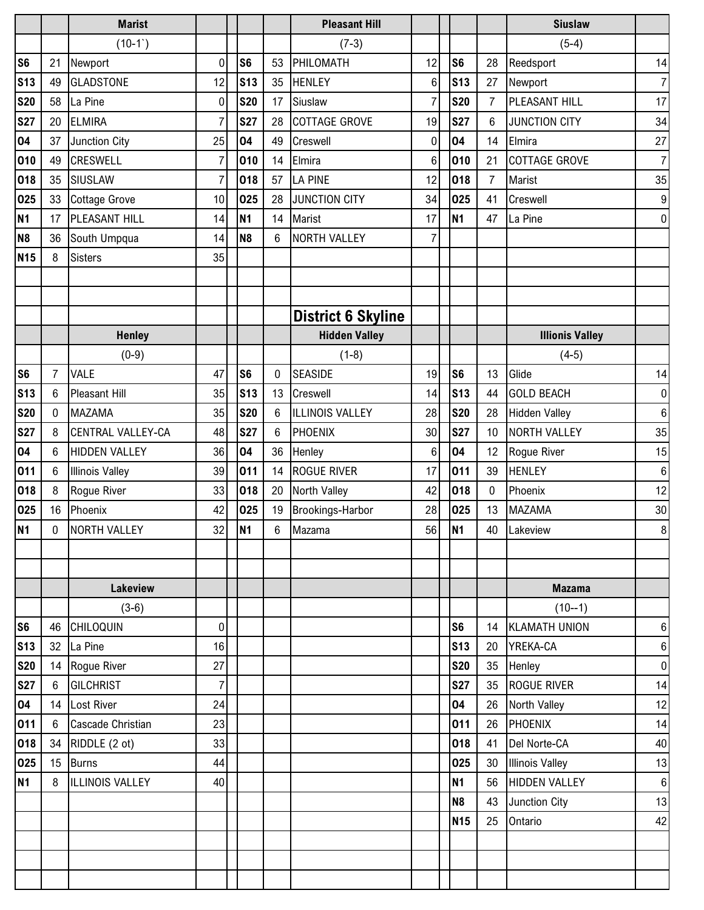## District 6 Skyline

### Marist (10-1`)

| Date | Score | Opponent | Score |
|---|---|---|---|
| S6 | 21 | Newport | 0 |
| S13 | 49 | GLADSTONE | 12 |
| S20 | 58 | La Pine | 0 |
| S27 | 20 | ELMIRA | 7 |
| O4 | 37 | Junction City | 25 |
| O10 | 49 | CRESWELL | 7 |
| O18 | 35 | SIUSLAW | 7 |
| O25 | 33 | Cottage Grove | 10 |
| N1 | 17 | PLEASANT HILL | 14 |
| N8 | 36 | South Umpqua | 14 |
| N15 | 8 | Sisters | 35 |

### Pleasant Hill (7-3)

| Date | Score | Opponent | Score |
|---|---|---|---|
| S6 | 53 | PHILOMATH | 12 |
| S13 | 35 | HENLEY | 6 |
| S20 | 17 | Siuslaw | 7 |
| S27 | 28 | COTTAGE GROVE | 19 |
| O4 | 49 | Creswell | 0 |
| O10 | 14 | Elmira | 6 |
| O18 | 57 | LA PINE | 12 |
| O25 | 28 | JUNCTION CITY | 34 |
| N1 | 14 | Marist | 17 |
| N8 | 6 | NORTH VALLEY | 7 |

### Siuslaw (5-4)

| Date | Score | Opponent | Score |
|---|---|---|---|
| S6 | 28 | Reedsport | 14 |
| S13 | 27 | Newport | 7 |
| S20 | 7 | PLEASANT HILL | 17 |
| S27 | 6 | JUNCTION CITY | 34 |
| O4 | 14 | Elmira | 27 |
| O10 | 21 | COTTAGE GROVE | 7 |
| O18 | 7 | Marist | 35 |
| O25 | 41 | Creswell | 9 |
| N1 | 47 | La Pine | 0 |

### Henley (0-9)

| Date | Score | Opponent | Score |
|---|---|---|---|
| S6 | 7 | VALE | 47 |
| S13 | 6 | Pleasant Hill | 35 |
| S20 | 0 | MAZAMA | 35 |
| S27 | 8 | CENTRAL VALLEY-CA | 48 |
| O4 | 6 | HIDDEN VALLEY | 36 |
| O11 | 6 | Illinois Valley | 39 |
| O18 | 8 | Rogue River | 33 |
| O25 | 16 | Phoenix | 42 |
| N1 | 0 | NORTH VALLEY | 32 |

### Hidden Valley (1-8)

| Date | Score | Opponent | Score |
|---|---|---|---|
| S6 | 0 | SEASIDE | 19 |
| S13 | 13 | Creswell | 14 |
| S20 | 6 | ILLINOIS VALLEY | 28 |
| S27 | 6 | PHOENIX | 30 |
| O4 | 36 | Henley | 6 |
| O11 | 14 | ROGUE RIVER | 17 |
| O18 | 20 | North Valley | 42 |
| O25 | 19 | Brookings-Harbor | 28 |
| N1 | 6 | Mazama | 56 |

### Illionis Valley (4-5)

| Date | Score | Opponent | Score |
|---|---|---|---|
| S6 | 13 | Glide | 14 |
| S13 | 44 | GOLD BEACH | 0 |
| S20 | 28 | Hidden Valley | 6 |
| S27 | 10 | NORTH VALLEY | 35 |
| O4 | 12 | Rogue River | 15 |
| O11 | 39 | HENLEY | 6 |
| O18 | 0 | Phoenix | 12 |
| O25 | 13 | MAZAMA | 30 |
| N1 | 40 | Lakeview | 8 |

### Lakeview (3-6)

| Date | Score | Opponent | Score |
|---|---|---|---|
| S6 | 46 | CHILOQUIN | 0 |
| S13 | 32 | La Pine | 16 |
| S20 | 14 | Rogue River | 27 |
| S27 | 6 | GILCHRIST | 7 |
| O4 | 14 | Lost River | 24 |
| O11 | 6 | Cascade Christian | 23 |
| O18 | 34 | RIDDLE (2 ot) | 33 |
| O25 | 15 | Burns | 44 |
| N1 | 8 | ILLINOIS VALLEY | 40 |

### Mazama (10--1)

| Date | Score | Opponent | Score |
|---|---|---|---|
| S6 | 14 | KLAMATH UNION | 6 |
| S13 | 20 | YREKA-CA | 6 |
| S20 | 35 | Henley | 0 |
| S27 | 35 | ROGUE RIVER | 14 |
| O4 | 26 | North Valley | 12 |
| O11 | 26 | PHOENIX | 14 |
| O18 | 41 | Del Norte-CA | 40 |
| O25 | 30 | Illinois Valley | 13 |
| N1 | 56 | HIDDEN VALLEY | 6 |
| N8 | 43 | Junction City | 13 |
| N15 | 25 | Ontario | 42 |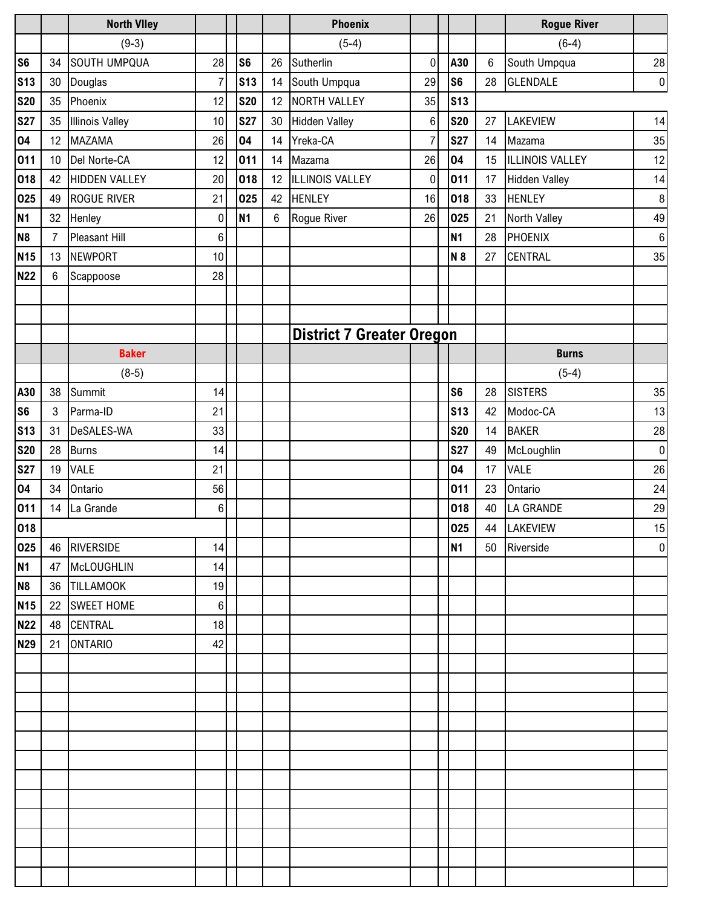| | | North Vlley | | | | | Phoenix | | | | | Rogue River | |
|---|---|---|---|---|---|---|---|---|---|---|---|---|---|
| | | (9-3) | | | | | (5-4) | | | | | (6-4) | |
| S6 | 34 | SOUTH UMPQUA | 28 | | S6 | 26 | Sutherlin | 0 | | A30 | 6 | South Umpqua | 28 |
| S13 | 30 | Douglas | 7 | | S13 | 14 | South Umpqua | 29 | | S6 | 28 | GLENDALE | 0 |
| S20 | 35 | Phoenix | 12 | | S20 | 12 | NORTH VALLEY | 35 | | S13 | | | |
| S27 | 35 | Illinois Valley | 10 | | S27 | 30 | Hidden Valley | 6 | | S20 | 27 | LAKEVIEW | 14 |
| O4 | 12 | MAZAMA | 26 | | O4 | 14 | Yreka-CA | 7 | | S27 | 14 | Mazama | 35 |
| O11 | 10 | Del Norte-CA | 12 | | O11 | 14 | Mazama | 26 | | O4 | 15 | ILLINOIS VALLEY | 12 |
| O18 | 42 | HIDDEN VALLEY | 20 | | O18 | 12 | ILLINOIS VALLEY | 0 | | O11 | 17 | Hidden Valley | 14 |
| O25 | 49 | ROGUE RIVER | 21 | | O25 | 42 | HENLEY | 16 | | O18 | 33 | HENLEY | 8 |
| N1 | 32 | Henley | 0 | | N1 | 6 | Rogue River | 26 | | O25 | 21 | North Valley | 49 |
| N8 | 7 | Pleasant Hill | 6 | | | | | | | N1 | 28 | PHOENIX | 6 |
| N15 | 13 | NEWPORT | 10 | | | | | | | N 8 | 27 | CENTRAL | 35 |
| N22 | 6 | Scappoose | 28 | | | | | | | | | | |

## District 7 Greater Oregon

| | | Baker | | | | | Burns | |
|---|---|---|---|---|---|---|---|---|
| | | (8-5) | | | | | (5-4) | |
| A30 | 38 | Summit | 14 | | S6 | 28 | SISTERS | 35 |
| S6 | 3 | Parma-ID | 21 | | S13 | 42 | Modoc-CA | 13 |
| S13 | 31 | DeSALES-WA | 33 | | S20 | 14 | BAKER | 28 |
| S20 | 28 | Burns | 14 | | S27 | 49 | McLoughlin | 0 |
| S27 | 19 | VALE | 21 | | O4 | 17 | VALE | 26 |
| O4 | 34 | Ontario | 56 | | O11 | 23 | Ontario | 24 |
| O11 | 14 | La Grande | 6 | | O18 | 40 | LA GRANDE | 29 |
| O18 | | | | | O25 | 44 | LAKEVIEW | 15 |
| O25 | 46 | RIVERSIDE | 14 | | N1 | 50 | Riverside | 0 |
| N1 | 47 | McLOUGHLIN | 14 | | | | | |
| N8 | 36 | TILLAMOOK | 19 | | | | | |
| N15 | 22 | SWEET HOME | 6 | | | | | |
| N22 | 48 | CENTRAL | 18 | | | | | |
| N29 | 21 | ONTARIO | 42 | | | | | |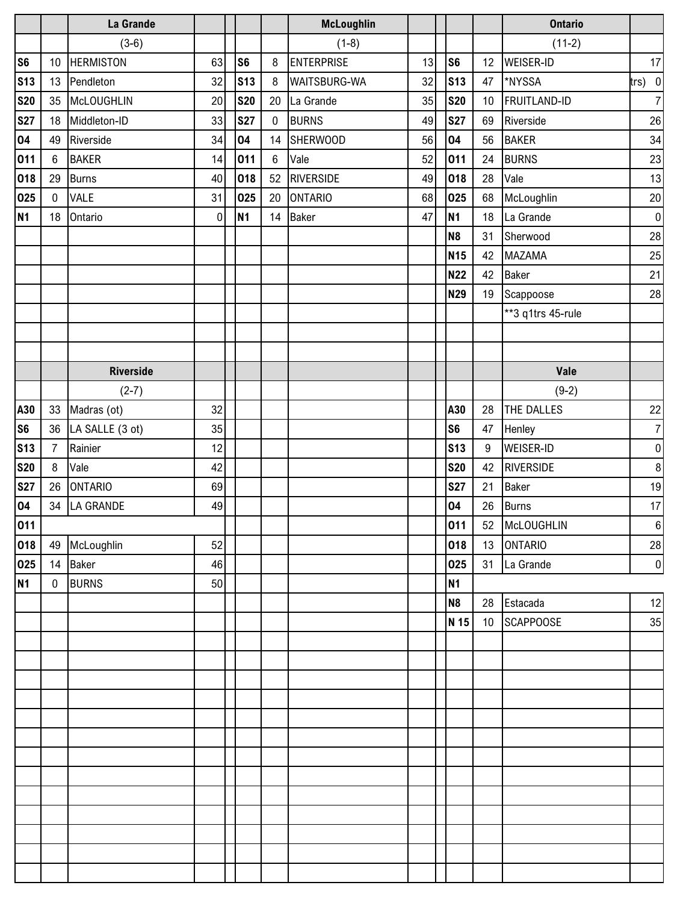| | | La Grande | | | | | McLoughlin | | | | | Ontario | |
|---|---|---|---|---|---|---|---|---|---|---|---|---|---|
| | | (3-6) | | | | | (1-8) | | | | | (11-2) | |
| S6 | 10 | HERMISTON | 63 | | S6 | 8 | ENTERPRISE | 13 | | S6 | 12 | WEISER-ID | 17 |
| S13 | 13 | Pendleton | 32 | | S13 | 8 | WAITSBURG-WA | 32 | | S13 | 47 | *NYSSA | trs) 0 |
| S20 | 35 | McLOUGHLIN | 20 | | S20 | 20 | La Grande | 35 | | S20 | 10 | FRUITLAND-ID | 7 |
| S27 | 18 | Middleton-ID | 33 | | S27 | 0 | BURNS | 49 | | S27 | 69 | Riverside | 26 |
| O4 | 49 | Riverside | 34 | | O4 | 14 | SHERWOOD | 56 | | O4 | 56 | BAKER | 34 |
| O11 | 6 | BAKER | 14 | | O11 | 6 | Vale | 52 | | O11 | 24 | BURNS | 23 |
| O18 | 29 | Burns | 40 | | O18 | 52 | RIVERSIDE | 49 | | O18 | 28 | Vale | 13 |
| O25 | 0 | VALE | 31 | | O25 | 20 | ONTARIO | 68 | | O25 | 68 | McLoughlin | 20 |
| N1 | 18 | Ontario | 0 | | N1 | 14 | Baker | 47 | | N1 | 18 | La Grande | 0 |
| | | | | | | | | | | N8 | 31 | Sherwood | 28 |
| | | | | | | | | | | N15 | 42 | MAZAMA | 25 |
| | | | | | | | | | | N22 | 42 | Baker | 21 |
| | | | | | | | | | | N29 | 19 | Scappoose | 28 |
| | | | | | | | | | | | | **3 q1trs 45-rule | |

| | | Riverside | | | | | | | | | | Vale | |
|---|---|---|---|---|---|---|---|---|---|---|---|---|---|
| | | (2-7) | | | | | | | | | | (9-2) | |
| A30 | 33 | Madras (ot) | 32 | | | | | | | A30 | 28 | THE DALLES | 22 |
| S6 | 36 | LA SALLE (3 ot) | 35 | | | | | | | S6 | 47 | Henley | 7 |
| S13 | 7 | Rainier | 12 | | | | | | | S13 | 9 | WEISER-ID | 0 |
| S20 | 8 | Vale | 42 | | | | | | | S20 | 42 | RIVERSIDE | 8 |
| S27 | 26 | ONTARIO | 69 | | | | | | | S27 | 21 | Baker | 19 |
| O4 | 34 | LA GRANDE | 49 | | | | | | | O4 | 26 | Burns | 17 |
| O11 | | | | | | | | | | O11 | 52 | McLOUGHLIN | 6 |
| O18 | 49 | McLoughlin | 52 | | | | | | | O18 | 13 | ONTARIO | 28 |
| O25 | 14 | Baker | 46 | | | | | | | O25 | 31 | La Grande | 0 |
| N1 | 0 | BURNS | 50 | | | | | | | N1 | | | |
| | | | | | | | | | | N8 | 28 | Estacada | 12 |
| | | | | | | | | | | N 15 | 10 | SCAPPOOSE | 35 |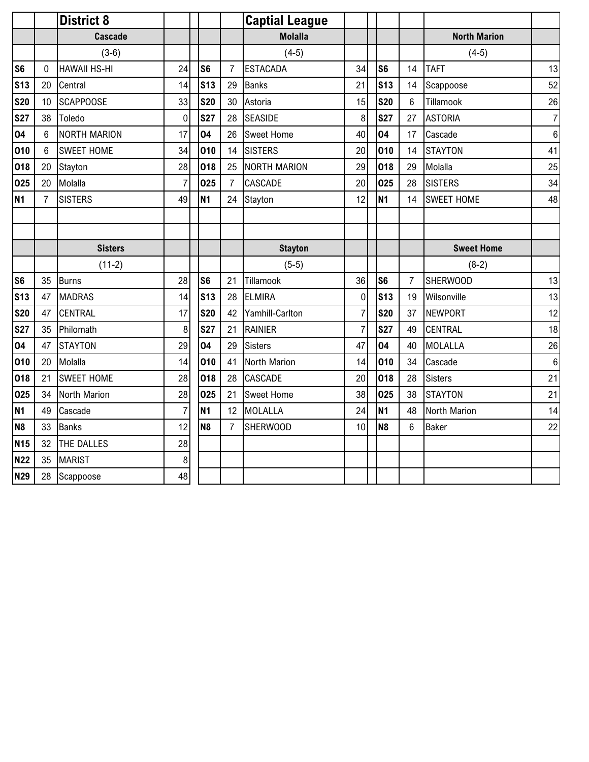| | | District 8 | | | | Captial League | | | | |
|---|---|---|---|---|---|---|---|---|---|---|
| | | **Cascade** | | | | **Molalla** | | | | **North Marion** | |
| | | (3-6) | | | | (4-5) | | | | (4-5) | |
| **S6** | 0 | HAWAII HS-HI | 24 | **S6** | 7 | ESTACADA | 34 | **S6** | 14 | TAFT | 13 |
| **S13** | 20 | Central | 14 | **S13** | 29 | Banks | 21 | **S13** | 14 | Scappoose | 52 |
| **S20** | 10 | SCAPPOOSE | 33 | **S20** | 30 | Astoria | 15 | **S20** | 6 | Tillamook | 26 |
| **S27** | 38 | Toledo | 0 | **S27** | 28 | SEASIDE | 8 | **S27** | 27 | ASTORIA | 7 |
| **O4** | 6 | NORTH MARION | 17 | **O4** | 26 | Sweet Home | 40 | **O4** | 17 | Cascade | 6 |
| **O10** | 6 | SWEET HOME | 34 | **O10** | 14 | SISTERS | 20 | **O10** | 14 | STAYTON | 41 |
| **O18** | 20 | Stayton | 28 | **O18** | 25 | NORTH MARION | 29 | **O18** | 29 | Molalla | 25 |
| **O25** | 20 | Molalla | 7 | **O25** | 7 | CASCADE | 20 | **O25** | 28 | SISTERS | 34 |
| **N1** | 7 | SISTERS | 49 | **N1** | 24 | Stayton | 12 | **N1** | 14 | SWEET HOME | 48 |

| | | | | | | | | | | | |
|---|---|---|---|---|---|---|---|---|---|---|---|
| | | **Sisters** | | | | **Stayton** | | | | **Sweet Home** | |
| | | (11-2) | | | | (5-5) | | | | (8-2) | |
| **S6** | 35 | Burns | 28 | **S6** | 21 | Tillamook | 36 | **S6** | 7 | SHERWOOD | 13 |
| **S13** | 47 | MADRAS | 14 | **S13** | 28 | ELMIRA | 0 | **S13** | 19 | Wilsonville | 13 |
| **S20** | 47 | CENTRAL | 17 | **S20** | 42 | Yamhill-Carlton | 7 | **S20** | 37 | NEWPORT | 12 |
| **S27** | 35 | Philomath | 8 | **S27** | 21 | RAINIER | 7 | **S27** | 49 | CENTRAL | 18 |
| **O4** | 47 | STAYTON | 29 | **O4** | 29 | Sisters | 47 | **O4** | 40 | MOLALLA | 26 |
| **O10** | 20 | Molalla | 14 | **O10** | 41 | North Marion | 14 | **O10** | 34 | Cascade | 6 |
| **O18** | 21 | SWEET HOME | 28 | **O18** | 28 | CASCADE | 20 | **O18** | 28 | Sisters | 21 |
| **O25** | 34 | North Marion | 28 | **O25** | 21 | Sweet Home | 38 | **O25** | 38 | STAYTON | 21 |
| **N1** | 49 | Cascade | 7 | **N1** | 12 | MOLALLA | 24 | **N1** | 48 | North Marion | 14 |
| **N8** | 33 | Banks | 12 | **N8** | 7 | SHERWOOD | 10 | **N8** | 6 | Baker | 22 |
| **N15** | 32 | THE DALLES | 28 | | | | | | | | |
| **N22** | 35 | MARIST | 8 | | | | | | | | |
| **N29** | 28 | Scappoose | 48 | | | | | | | | |